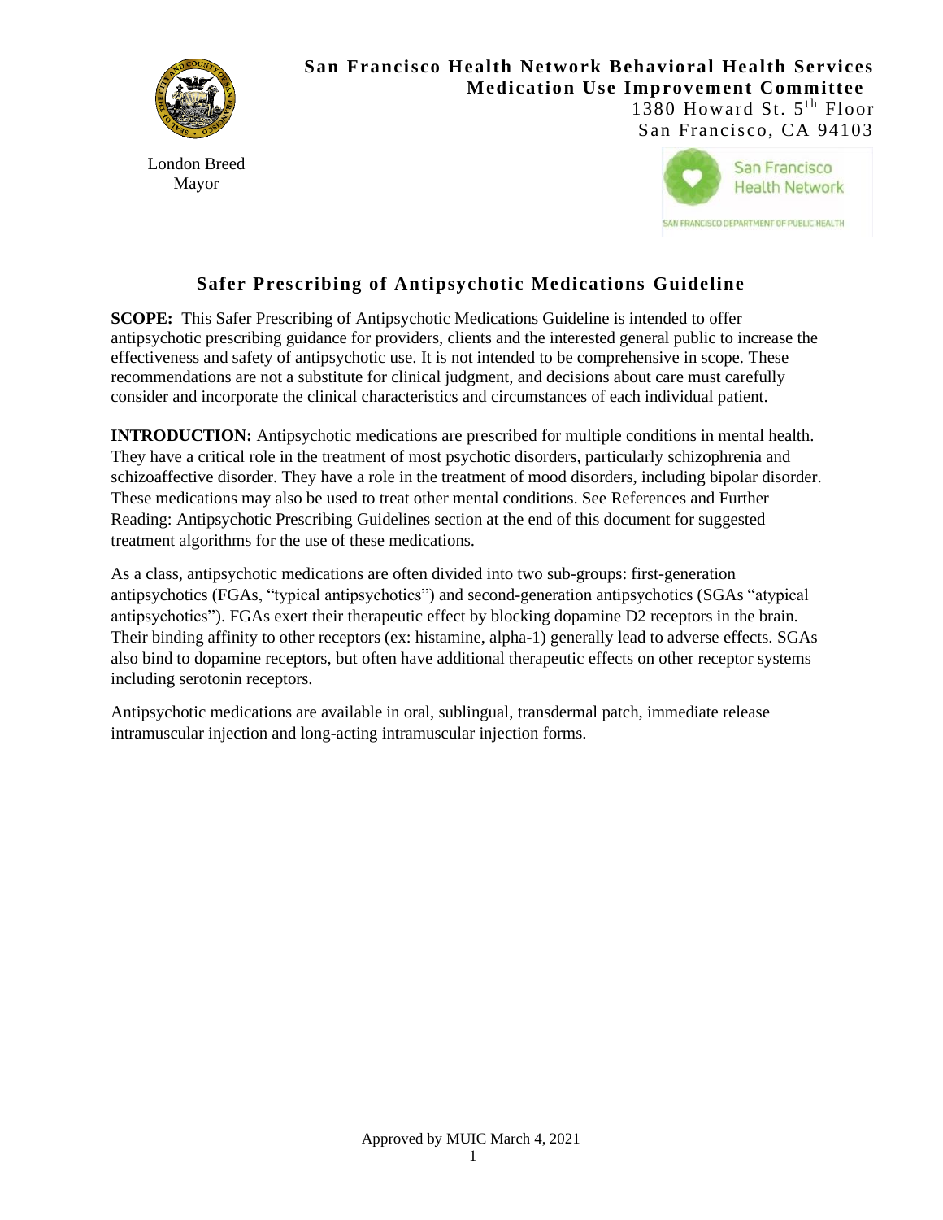**San Francisco Health Network Behavioral Health Services**
**Medication Use Improvement Committee**
1380 Howard St. 5th Floor
San Francisco, CA 94103

London Breed
Mayor

San Francisco Health Network
SAN FRANCISCO DEPARTMENT OF PUBLIC HEALTH

# Safer Prescribing of Antipsychotic Medications Guideline

**SCOPE:** This Safer Prescribing of Antipsychotic Medications Guideline is intended to offer antipsychotic prescribing guidance for providers, clients and the interested general public to increase the effectiveness and safety of antipsychotic use. It is not intended to be comprehensive in scope. These recommendations are not a substitute for clinical judgment, and decisions about care must carefully consider and incorporate the clinical characteristics and circumstances of each individual patient.

**INTRODUCTION:** Antipsychotic medications are prescribed for multiple conditions in mental health. They have a critical role in the treatment of most psychotic disorders, particularly schizophrenia and schizoaffective disorder. They have a role in the treatment of mood disorders, including bipolar disorder. These medications may also be used to treat other mental conditions. See References and Further Reading: Antipsychotic Prescribing Guidelines section at the end of this document for suggested treatment algorithms for the use of these medications.

As a class, antipsychotic medications are often divided into two sub-groups: first-generation antipsychotics (FGAs, "typical antipsychotics") and second-generation antipsychotics (SGAs "atypical antipsychotics"). FGAs exert their therapeutic effect by blocking dopamine D2 receptors in the brain. Their binding affinity to other receptors (ex: histamine, alpha-1) generally lead to adverse effects. SGAs also bind to dopamine receptors, but often have additional therapeutic effects on other receptor systems including serotonin receptors.

Antipsychotic medications are available in oral, sublingual, transdermal patch, immediate release intramuscular injection and long-acting intramuscular injection forms.

Approved by MUIC March 4, 2021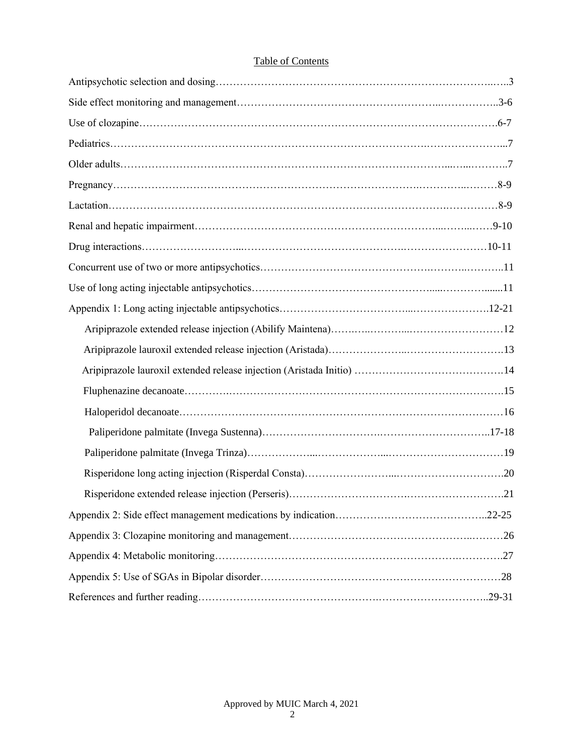# Table of Contents

Antipsychotic selection and dosing……………………………………………………………………..…..3

Side effect monitoring and management…………………………………………………..……………..3-6

Use of clozapine…………………………………………………………………………………………6-7

Pediatrics…………………………………………………………………………………………………...7

Older adults……………………………………………………………………………...…...………..7

Pregnancy…………………………………………………………………………………………..………8-9

Lactation…………………………………………………………………………………………….……………8-9

Renal and hepatic impairment………………………………………………………………...……...……9-10

Drug interactions……………………...………………………………………….……………………10-11

Concurrent use of two or more antipsychotics…………………………………………….……..………..11

Use of long acting injectable antipsychotics…………………………………………….....……….......11

Appendix 1: Long acting injectable antipsychotics………………………………...………………….12-21

- Aripiprazole extended release injection (Abilify Maintena)…….…..………..………………………12
- Aripiprazole lauroxil extended release injection (Aristada)…………………..……………………….13
- Aripiprazole lauroxil extended release injection (Aristada Initio) …………………………………….14
- Fluphenazine decanoate………….……………………………………………………………………….15
- Haloperidol decanoate……………………………………………………………………………………16
- Paliperidone palmitate (Invega Sustenna)…………………………….…………………………..17-18
- Paliperidone palmitate (Invega Trinza)………………...………………...……………………………19
- Risperidone long acting injection (Risperdal Consta)……………………...………………………….20
- Risperidone extended release injection (Perseris)………………………….…………………….21

Appendix 2: Side effect management medications by indication……………………………………..22-25

Appendix 3: Clozapine monitoring and management……………………………………………..………26

Appendix 4: Metabolic monitoring…………………………………………………………….………….27

Appendix 5: Use of SGAs in Bipolar disorder……………………………………………………………28

References and further reading…………………………………………….…………………………..29-31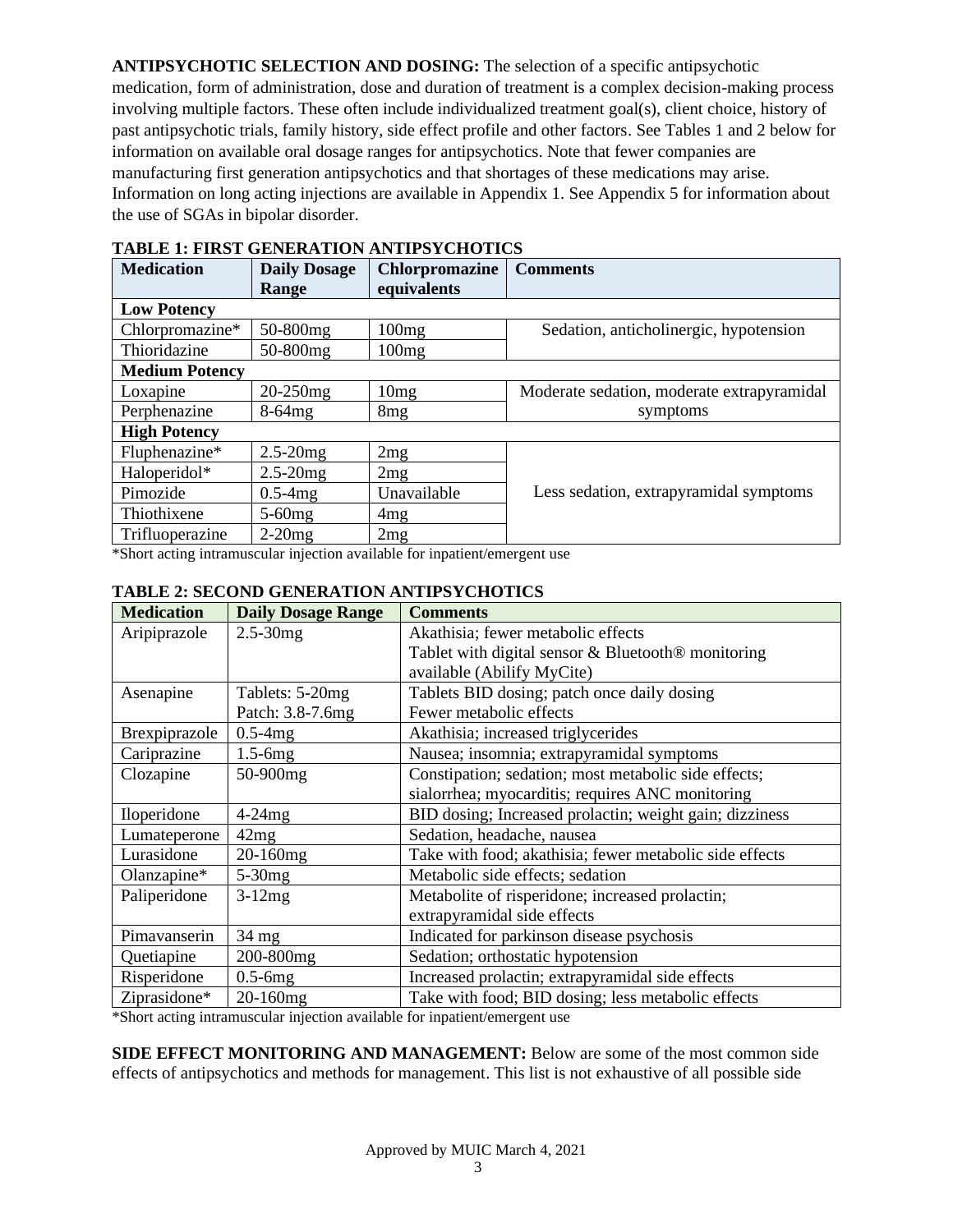**ANTIPSYCHOTIC SELECTION AND DOSING:** The selection of a specific antipsychotic medication, form of administration, dose and duration of treatment is a complex decision-making process involving multiple factors. These often include individualized treatment goal(s), client choice, history of past antipsychotic trials, family history, side effect profile and other factors. See Tables 1 and 2 below for information on available oral dosage ranges for antipsychotics. Note that fewer companies are manufacturing first generation antipsychotics and that shortages of these medications may arise. Information on long acting injections are available in Appendix 1. See Appendix 5 for information about the use of SGAs in bipolar disorder.

**TABLE 1: FIRST GENERATION ANTIPSYCHOTICS**

| Medication | Daily Dosage Range | Chlorpromazine equivalents | Comments |
|---|---|---|---|
| **Low Potency** | | | |
| Chlorpromazine* | 50-800mg | 100mg | Sedation, anticholinergic, hypotension |
| Thioridazine | 50-800mg | 100mg | |
| **Medium Potency** | | | |
| Loxapine | 20-250mg | 10mg | Moderate sedation, moderate extrapyramidal symptoms |
| Perphenazine | 8-64mg | 8mg | |
| **High Potency** | | | |
| Fluphenazine* | 2.5-20mg | 2mg | Less sedation, extrapyramidal symptoms |
| Haloperidol* | 2.5-20mg | 2mg | |
| Pimozide | 0.5-4mg | Unavailable | |
| Thiothixene | 5-60mg | 4mg | |
| Trifluoperazine | 2-20mg | 2mg | |

*Short acting intramuscular injection available for inpatient/emergent use

**TABLE 2: SECOND GENERATION ANTIPSYCHOTICS**

| Medication | Daily Dosage Range | Comments |
|---|---|---|
| Aripiprazole | 2.5-30mg | Akathisia; fewer metabolic effects<br>Tablet with digital sensor & Bluetooth® monitoring available (Abilify MyCite) |
| Asenapine | Tablets: 5-20mg<br>Patch: 3.8-7.6mg | Tablets BID dosing; patch once daily dosing<br>Fewer metabolic effects |
| Brexpiprazole | 0.5-4mg | Akathisia; increased triglycerides |
| Cariprazine | 1.5-6mg | Nausea; insomnia; extrapyramidal symptoms |
| Clozapine | 50-900mg | Constipation; sedation; most metabolic side effects; sialorrhea; myocarditis; requires ANC monitoring |
| Iloperidone | 4-24mg | BID dosing; Increased prolactin; weight gain; dizziness |
| Lumateperone | 42mg | Sedation, headache, nausea |
| Lurasidone | 20-160mg | Take with food; akathisia; fewer metabolic side effects |
| Olanzapine* | 5-30mg | Metabolic side effects; sedation |
| Paliperidone | 3-12mg | Metabolite of risperidone; increased prolactin; extrapyramidal side effects |
| Pimavanserin | 34 mg | Indicated for parkinson disease psychosis |
| Quetiapine | 200-800mg | Sedation; orthostatic hypotension |
| Risperidone | 0.5-6mg | Increased prolactin; extrapyramidal side effects |
| Ziprasidone* | 20-160mg | Take with food; BID dosing; less metabolic effects |

*Short acting intramuscular injection available for inpatient/emergent use

**SIDE EFFECT MONITORING AND MANAGEMENT:** Below are some of the most common side effects of antipsychotics and methods for management. This list is not exhaustive of all possible side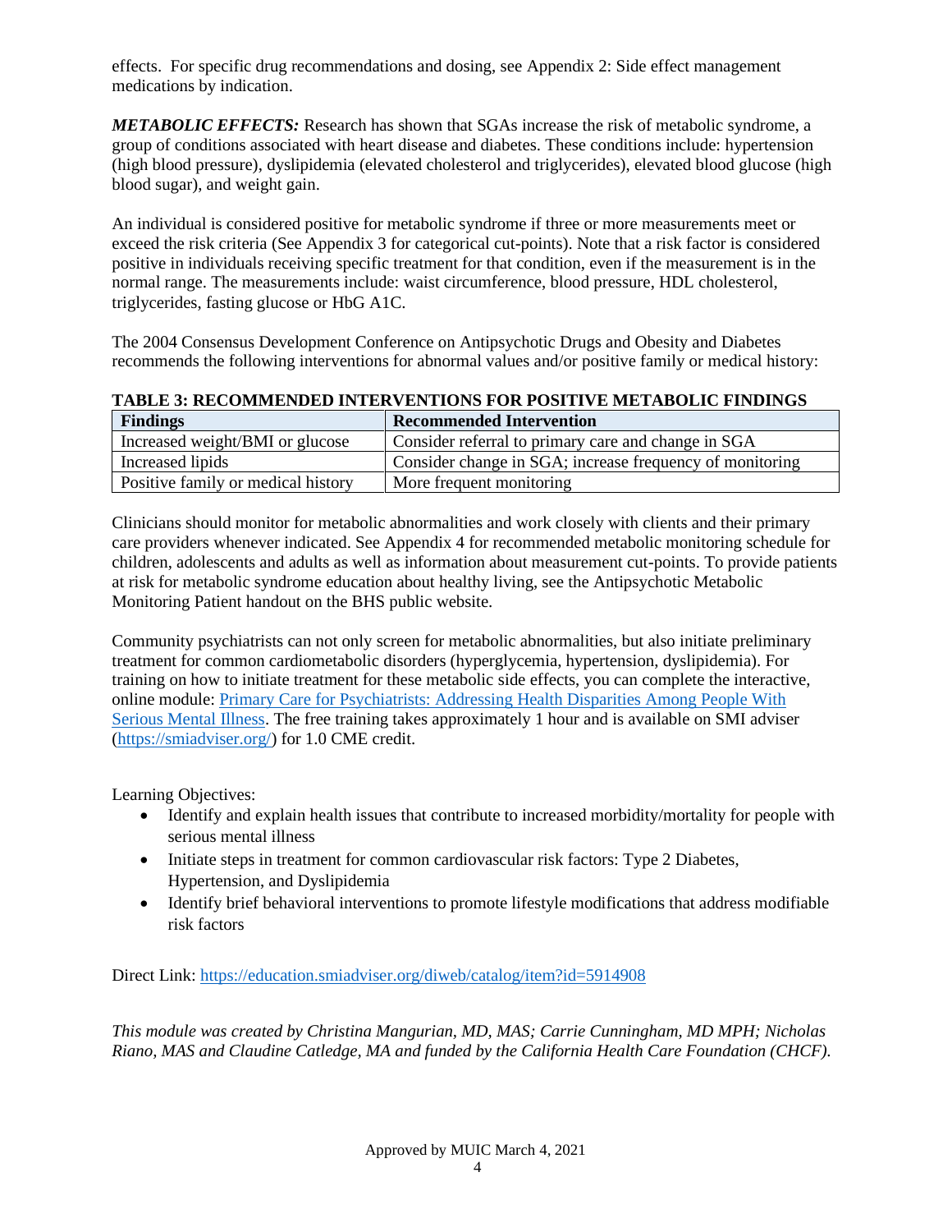effects. For specific drug recommendations and dosing, see Appendix 2: Side effect management medications by indication.

***METABOLIC EFFECTS:*** Research has shown that SGAs increase the risk of metabolic syndrome, a group of conditions associated with heart disease and diabetes. These conditions include: hypertension (high blood pressure), dyslipidemia (elevated cholesterol and triglycerides), elevated blood glucose (high blood sugar), and weight gain.

An individual is considered positive for metabolic syndrome if three or more measurements meet or exceed the risk criteria (See Appendix 3 for categorical cut-points). Note that a risk factor is considered positive in individuals receiving specific treatment for that condition, even if the measurement is in the normal range. The measurements include: waist circumference, blood pressure, HDL cholesterol, triglycerides, fasting glucose or HbG A1C.

The 2004 Consensus Development Conference on Antipsychotic Drugs and Obesity and Diabetes recommends the following interventions for abnormal values and/or positive family or medical history:

**TABLE 3: RECOMMENDED INTERVENTIONS FOR POSITIVE METABOLIC FINDINGS**

| Findings | Recommended Intervention |
|---|---|
| Increased weight/BMI or glucose | Consider referral to primary care and change in SGA |
| Increased lipids | Consider change in SGA; increase frequency of monitoring |
| Positive family or medical history | More frequent monitoring |

Clinicians should monitor for metabolic abnormalities and work closely with clients and their primary care providers whenever indicated. See Appendix 4 for recommended metabolic monitoring schedule for children, adolescents and adults as well as information about measurement cut-points. To provide patients at risk for metabolic syndrome education about healthy living, see the Antipsychotic Metabolic Monitoring Patient handout on the BHS public website.

Community psychiatrists can not only screen for metabolic abnormalities, but also initiate preliminary treatment for common cardiometabolic disorders (hyperglycemia, hypertension, dyslipidemia). For training on how to initiate treatment for these metabolic side effects, you can complete the interactive, online module: [Primary Care for Psychiatrists: Addressing Health Disparities Among People With Serious Mental Illness](https://education.smiadviser.org/diweb/catalog/item?id=5914908). The free training takes approximately 1 hour and is available on SMI adviser (https://smiadviser.org/) for 1.0 CME credit.

Learning Objectives:

- Identify and explain health issues that contribute to increased morbidity/mortality for people with serious mental illness
- Initiate steps in treatment for common cardiovascular risk factors: Type 2 Diabetes, Hypertension, and Dyslipidemia
- Identify brief behavioral interventions to promote lifestyle modifications that address modifiable risk factors

Direct Link: https://education.smiadviser.org/diweb/catalog/item?id=5914908

*This module was created by Christina Mangurian, MD, MAS; Carrie Cunningham, MD MPH; Nicholas Riano, MAS and Claudine Catledge, MA and funded by the California Health Care Foundation (CHCF).*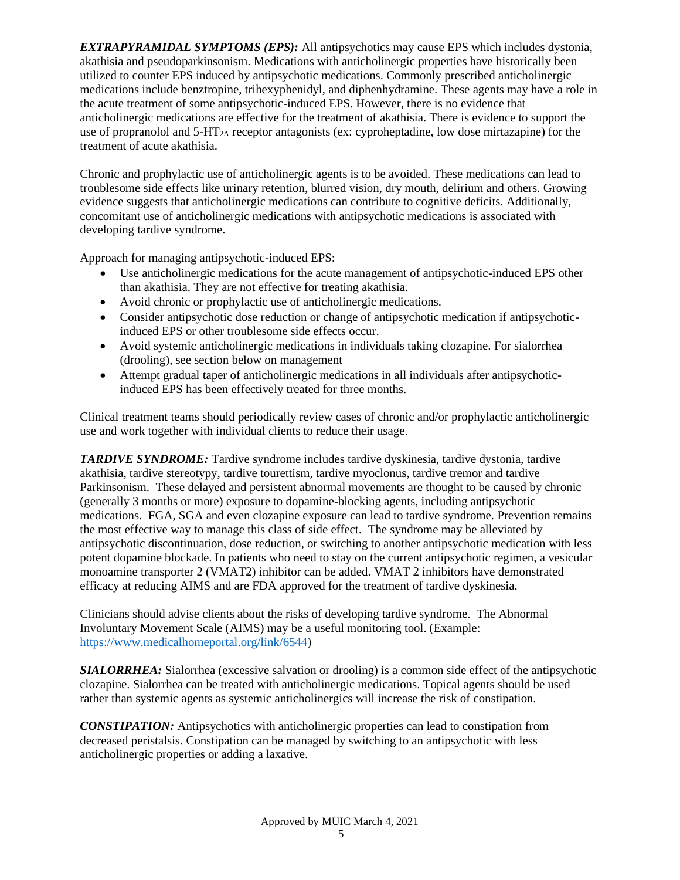***EXTRAPYRAMIDAL SYMPTOMS (EPS):*** All antipsychotics may cause EPS which includes dystonia, akathisia and pseudoparkinsonism. Medications with anticholinergic properties have historically been utilized to counter EPS induced by antipsychotic medications. Commonly prescribed anticholinergic medications include benztropine, trihexyphenidyl, and diphenhydramine. These agents may have a role in the acute treatment of some antipsychotic-induced EPS. However, there is no evidence that anticholinergic medications are effective for the treatment of akathisia. There is evidence to support the use of propranolol and 5-$HT_{2A}$ receptor antagonists (ex: cyproheptadine, low dose mirtazapine) for the treatment of acute akathisia.

Chronic and prophylactic use of anticholinergic agents is to be avoided. These medications can lead to troublesome side effects like urinary retention, blurred vision, dry mouth, delirium and others. Growing evidence suggests that anticholinergic medications can contribute to cognitive deficits. Additionally, concomitant use of anticholinergic medications with antipsychotic medications is associated with developing tardive syndrome.

Approach for managing antipsychotic-induced EPS:

- Use anticholinergic medications for the acute management of antipsychotic-induced EPS other than akathisia. They are not effective for treating akathisia.
- Avoid chronic or prophylactic use of anticholinergic medications.
- Consider antipsychotic dose reduction or change of antipsychotic medication if antipsychotic-induced EPS or other troublesome side effects occur.
- Avoid systemic anticholinergic medications in individuals taking clozapine. For sialorrhea (drooling), see section below on management
- Attempt gradual taper of anticholinergic medications in all individuals after antipsychotic-induced EPS has been effectively treated for three months.

Clinical treatment teams should periodically review cases of chronic and/or prophylactic anticholinergic use and work together with individual clients to reduce their usage.

***TARDIVE SYNDROME:*** Tardive syndrome includes tardive dyskinesia, tardive dystonia, tardive akathisia, tardive stereotypy, tardive tourettism, tardive myoclonus, tardive tremor and tardive Parkinsonism. These delayed and persistent abnormal movements are thought to be caused by chronic (generally 3 months or more) exposure to dopamine-blocking agents, including antipsychotic medications. FGA, SGA and even clozapine exposure can lead to tardive syndrome. Prevention remains the most effective way to manage this class of side effect. The syndrome may be alleviated by antipsychotic discontinuation, dose reduction, or switching to another antipsychotic medication with less potent dopamine blockade. In patients who need to stay on the current antipsychotic regimen, a vesicular monoamine transporter 2 (VMAT2) inhibitor can be added. VMAT 2 inhibitors have demonstrated efficacy at reducing AIMS and are FDA approved for the treatment of tardive dyskinesia.

Clinicians should advise clients about the risks of developing tardive syndrome. The Abnormal Involuntary Movement Scale (AIMS) may be a useful monitoring tool. (Example: https://www.medicalhomeportal.org/link/6544)

***SIALORRHEA:*** Sialorrhea (excessive salvation or drooling) is a common side effect of the antipsychotic clozapine. Sialorrhea can be treated with anticholinergic medications. Topical agents should be used rather than systemic agents as systemic anticholinergics will increase the risk of constipation.

***CONSTIPATION:*** Antipsychotics with anticholinergic properties can lead to constipation from decreased peristalsis. Constipation can be managed by switching to an antipsychotic with less anticholinergic properties or adding a laxative.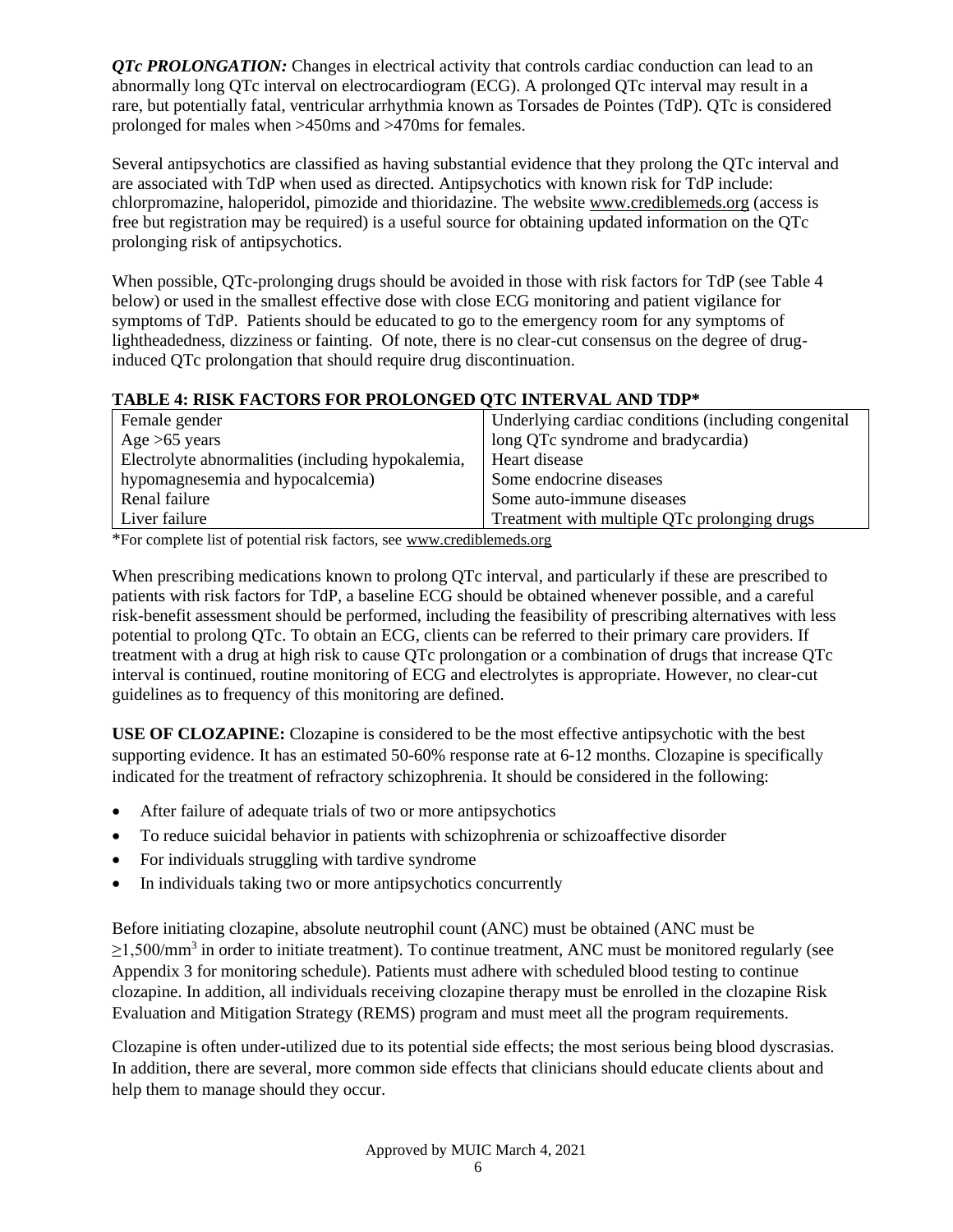***QTc PROLONGATION:*** Changes in electrical activity that controls cardiac conduction can lead to an abnormally long QTc interval on electrocardiogram (ECG). A prolonged QTc interval may result in a rare, but potentially fatal, ventricular arrhythmia known as Torsades de Pointes (TdP). QTc is considered prolonged for males when >450ms and >470ms for females.

Several antipsychotics are classified as having substantial evidence that they prolong the QTc interval and are associated with TdP when used as directed. Antipsychotics with known risk for TdP include: chlorpromazine, haloperidol, pimozide and thioridazine. The website www.crediblemeds.org (access is free but registration may be required) is a useful source for obtaining updated information on the QTc prolonging risk of antipsychotics.

When possible, QTc-prolonging drugs should be avoided in those with risk factors for TdP (see Table 4 below) or used in the smallest effective dose with close ECG monitoring and patient vigilance for symptoms of TdP. Patients should be educated to go to the emergency room for any symptoms of lightheadedness, dizziness or fainting. Of note, there is no clear-cut consensus on the degree of drug-induced QTc prolongation that should require drug discontinuation.

**TABLE 4: RISK FACTORS FOR PROLONGED QTC INTERVAL AND TDP***

| | |
|---|---|
| Female gender | Underlying cardiac conditions (including congenital long QTc syndrome and bradycardia) |
| Age >65 years | Heart disease |
| Electrolyte abnormalities (including hypokalemia, hypomagnesemia and hypocalcemia) | Some endocrine diseases |
| Renal failure | Some auto-immune diseases |
| Liver failure | Treatment with multiple QTc prolonging drugs |

*For complete list of potential risk factors, see www.crediblemeds.org

When prescribing medications known to prolong QTc interval, and particularly if these are prescribed to patients with risk factors for TdP, a baseline ECG should be obtained whenever possible, and a careful risk-benefit assessment should be performed, including the feasibility of prescribing alternatives with less potential to prolong QTc. To obtain an ECG, clients can be referred to their primary care providers. If treatment with a drug at high risk to cause QTc prolongation or a combination of drugs that increase QTc interval is continued, routine monitoring of ECG and electrolytes is appropriate. However, no clear-cut guidelines as to frequency of this monitoring are defined.

**USE OF CLOZAPINE:** Clozapine is considered to be the most effective antipsychotic with the best supporting evidence. It has an estimated 50-60% response rate at 6-12 months. Clozapine is specifically indicated for the treatment of refractory schizophrenia. It should be considered in the following:

- After failure of adequate trials of two or more antipsychotics
- To reduce suicidal behavior in patients with schizophrenia or schizoaffective disorder
- For individuals struggling with tardive syndrome
- In individuals taking two or more antipsychotics concurrently

Before initiating clozapine, absolute neutrophil count (ANC) must be obtained (ANC must be $\geq$1,500/$mm^3$ in order to initiate treatment). To continue treatment, ANC must be monitored regularly (see Appendix 3 for monitoring schedule). Patients must adhere with scheduled blood testing to continue clozapine. In addition, all individuals receiving clozapine therapy must be enrolled in the clozapine Risk Evaluation and Mitigation Strategy (REMS) program and must meet all the program requirements.

Clozapine is often under-utilized due to its potential side effects; the most serious being blood dyscrasias. In addition, there are several, more common side effects that clinicians should educate clients about and help them to manage should they occur.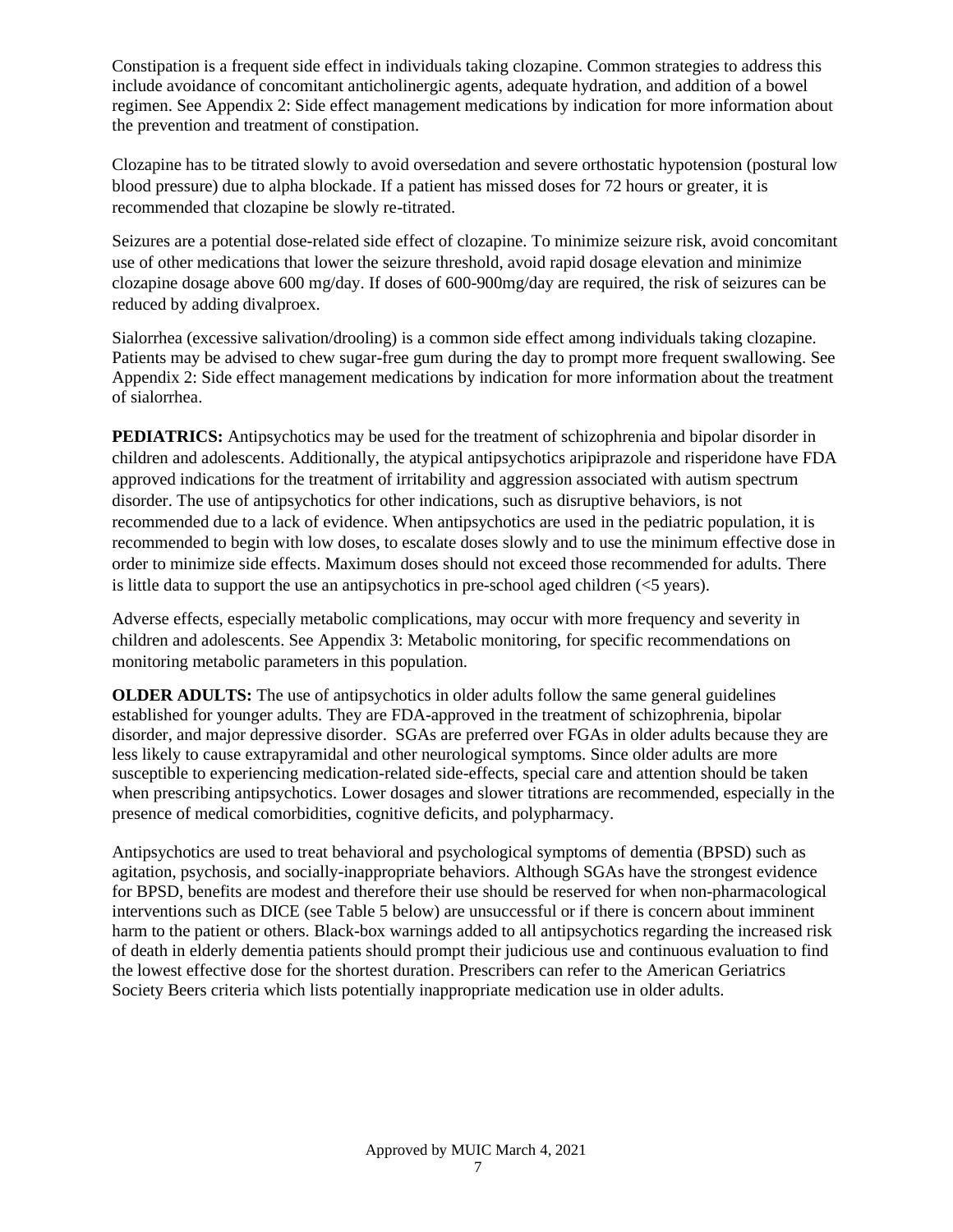Constipation is a frequent side effect in individuals taking clozapine. Common strategies to address this include avoidance of concomitant anticholinergic agents, adequate hydration, and addition of a bowel regimen. See Appendix 2: Side effect management medications by indication for more information about the prevention and treatment of constipation.

Clozapine has to be titrated slowly to avoid oversedation and severe orthostatic hypotension (postural low blood pressure) due to alpha blockade. If a patient has missed doses for 72 hours or greater, it is recommended that clozapine be slowly re-titrated.

Seizures are a potential dose-related side effect of clozapine. To minimize seizure risk, avoid concomitant use of other medications that lower the seizure threshold, avoid rapid dosage elevation and minimize clozapine dosage above 600 mg/day. If doses of 600-900mg/day are required, the risk of seizures can be reduced by adding divalproex.

Sialorrhea (excessive salivation/drooling) is a common side effect among individuals taking clozapine. Patients may be advised to chew sugar-free gum during the day to prompt more frequent swallowing. See Appendix 2: Side effect management medications by indication for more information about the treatment of sialorrhea.

**PEDIATRICS:** Antipsychotics may be used for the treatment of schizophrenia and bipolar disorder in children and adolescents. Additionally, the atypical antipsychotics aripiprazole and risperidone have FDA approved indications for the treatment of irritability and aggression associated with autism spectrum disorder. The use of antipsychotics for other indications, such as disruptive behaviors, is not recommended due to a lack of evidence. When antipsychotics are used in the pediatric population, it is recommended to begin with low doses, to escalate doses slowly and to use the minimum effective dose in order to minimize side effects. Maximum doses should not exceed those recommended for adults. There is little data to support the use an antipsychotics in pre-school aged children (<5 years).

Adverse effects, especially metabolic complications, may occur with more frequency and severity in children and adolescents. See Appendix 3: Metabolic monitoring, for specific recommendations on monitoring metabolic parameters in this population.

**OLDER ADULTS:** The use of antipsychotics in older adults follow the same general guidelines established for younger adults. They are FDA-approved in the treatment of schizophrenia, bipolar disorder, and major depressive disorder. SGAs are preferred over FGAs in older adults because they are less likely to cause extrapyramidal and other neurological symptoms. Since older adults are more susceptible to experiencing medication-related side-effects, special care and attention should be taken when prescribing antipsychotics. Lower dosages and slower titrations are recommended, especially in the presence of medical comorbidities, cognitive deficits, and polypharmacy.

Antipsychotics are used to treat behavioral and psychological symptoms of dementia (BPSD) such as agitation, psychosis, and socially-inappropriate behaviors. Although SGAs have the strongest evidence for BPSD, benefits are modest and therefore their use should be reserved for when non-pharmacological interventions such as DICE (see Table 5 below) are unsuccessful or if there is concern about imminent harm to the patient or others. Black-box warnings added to all antipsychotics regarding the increased risk of death in elderly dementia patients should prompt their judicious use and continuous evaluation to find the lowest effective dose for the shortest duration. Prescribers can refer to the American Geriatrics Society Beers criteria which lists potentially inappropriate medication use in older adults.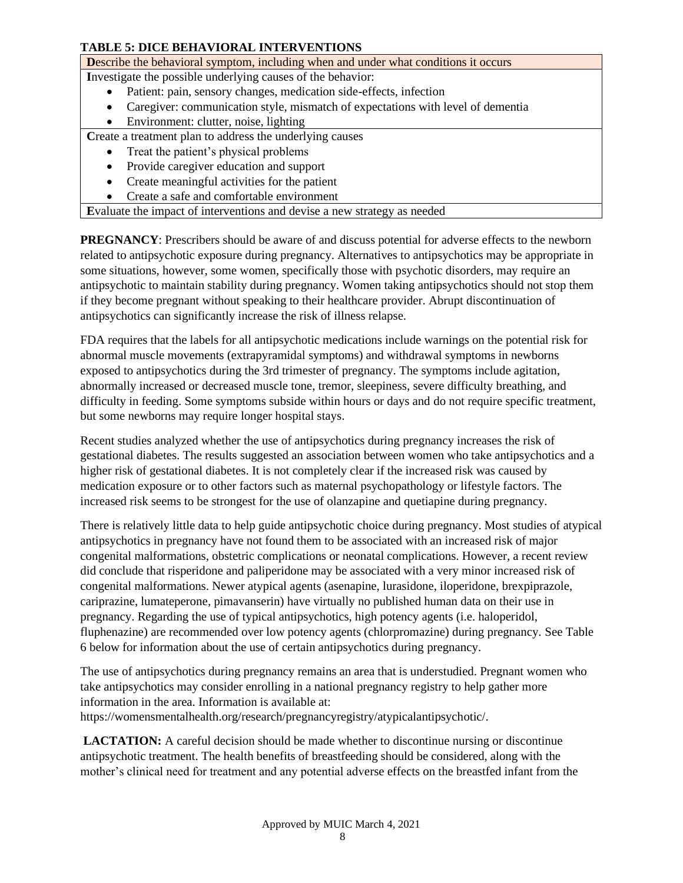**TABLE 5: DICE BEHAVIORAL INTERVENTIONS**

| **D**escribe the behavioral symptom, including when and under what conditions it occurs |
| --- |
| **I**nvestigate the possible underlying causes of the behavior:<br>• Patient: pain, sensory changes, medication side-effects, infection<br>• Caregiver: communication style, mismatch of expectations with level of dementia<br>• Environment: clutter, noise, lighting |
| **C**reate a treatment plan to address the underlying causes<br>• Treat the patient's physical problems<br>• Provide caregiver education and support<br>• Create meaningful activities for the patient<br>• Create a safe and comfortable environment |
| **E**valuate the impact of interventions and devise a new strategy as needed |

**PREGNANCY**: Prescribers should be aware of and discuss potential for adverse effects to the newborn related to antipsychotic exposure during pregnancy. Alternatives to antipsychotics may be appropriate in some situations, however, some women, specifically those with psychotic disorders, may require an antipsychotic to maintain stability during pregnancy. Women taking antipsychotics should not stop them if they become pregnant without speaking to their healthcare provider. Abrupt discontinuation of antipsychotics can significantly increase the risk of illness relapse.

FDA requires that the labels for all antipsychotic medications include warnings on the potential risk for abnormal muscle movements (extrapyramidal symptoms) and withdrawal symptoms in newborns exposed to antipsychotics during the 3rd trimester of pregnancy. The symptoms include agitation, abnormally increased or decreased muscle tone, tremor, sleepiness, severe difficulty breathing, and difficulty in feeding. Some symptoms subside within hours or days and do not require specific treatment, but some newborns may require longer hospital stays.

Recent studies analyzed whether the use of antipsychotics during pregnancy increases the risk of gestational diabetes. The results suggested an association between women who take antipsychotics and a higher risk of gestational diabetes. It is not completely clear if the increased risk was caused by medication exposure or to other factors such as maternal psychopathology or lifestyle factors. The increased risk seems to be strongest for the use of olanzapine and quetiapine during pregnancy.

There is relatively little data to help guide antipsychotic choice during pregnancy. Most studies of atypical antipsychotics in pregnancy have not found them to be associated with an increased risk of major congenital malformations, obstetric complications or neonatal complications. However, a recent review did conclude that risperidone and paliperidone may be associated with a very minor increased risk of congenital malformations. Newer atypical agents (asenapine, lurasidone, iloperidone, brexpiprazole, cariprazine, lumateperone, pimavanserin) have virtually no published human data on their use in pregnancy. Regarding the use of typical antipsychotics, high potency agents (i.e. haloperidol, fluphenazine) are recommended over low potency agents (chlorpromazine) during pregnancy. See Table 6 below for information about the use of certain antipsychotics during pregnancy.

The use of antipsychotics during pregnancy remains an area that is understudied. Pregnant women who take antipsychotics may consider enrolling in a national pregnancy registry to help gather more information in the area. Information is available at: https://womensmentalhealth.org/research/pregnancyregistry/atypicalantipsychotic/.

**LACTATION:** A careful decision should be made whether to discontinue nursing or discontinue antipsychotic treatment. The health benefits of breastfeeding should be considered, along with the mother's clinical need for treatment and any potential adverse effects on the breastfed infant from the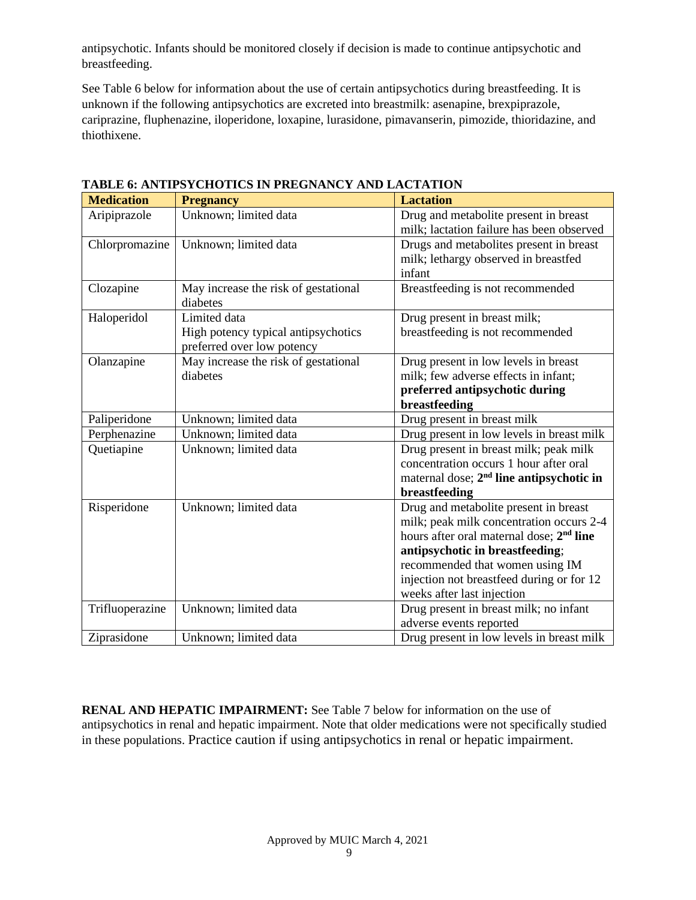antipsychotic. Infants should be monitored closely if decision is made to continue antipsychotic and breastfeeding.

See Table 6 below for information about the use of certain antipsychotics during breastfeeding. It is unknown if the following antipsychotics are excreted into breastmilk: asenapine, brexpiprazole, cariprazine, fluphenazine, iloperidone, loxapine, lurasidone, pimavanserin, pimozide, thioridazine, and thiothixene.

**TABLE 6: ANTIPSYCHOTICS IN PREGNANCY AND LACTATION**

| Medication | Pregnancy | Lactation |
|---|---|---|
| Aripiprazole | Unknown; limited data | Drug and metabolite present in breast milk; lactation failure has been observed |
| Chlorpromazine | Unknown; limited data | Drugs and metabolites present in breast milk; lethargy observed in breastfed infant |
| Clozapine | May increase the risk of gestational diabetes | Breastfeeding is not recommended |
| Haloperidol | Limited data<br>High potency typical antipsychotics preferred over low potency | Drug present in breast milk; breastfeeding is not recommended |
| Olanzapine | May increase the risk of gestational diabetes | Drug present in low levels in breast milk; few adverse effects in infant; **preferred antipsychotic during breastfeeding** |
| Paliperidone | Unknown; limited data | Drug present in breast milk |
| Perphenazine | Unknown; limited data | Drug present in low levels in breast milk |
| Quetiapine | Unknown; limited data | Drug present in breast milk; peak milk concentration occurs 1 hour after oral maternal dose; **2nd line antipsychotic in breastfeeding** |
| Risperidone | Unknown; limited data | Drug and metabolite present in breast milk; peak milk concentration occurs 2-4 hours after oral maternal dose; **2nd line antipsychotic in breastfeeding**; recommended that women using IM injection not breastfeed during or for 12 weeks after last injection |
| Trifluoperazine | Unknown; limited data | Drug present in breast milk; no infant adverse events reported |
| Ziprasidone | Unknown; limited data | Drug present in low levels in breast milk |

**RENAL AND HEPATIC IMPAIRMENT:** See Table 7 below for information on the use of antipsychotics in renal and hepatic impairment. Note that older medications were not specifically studied in these populations. Practice caution if using antipsychotics in renal or hepatic impairment.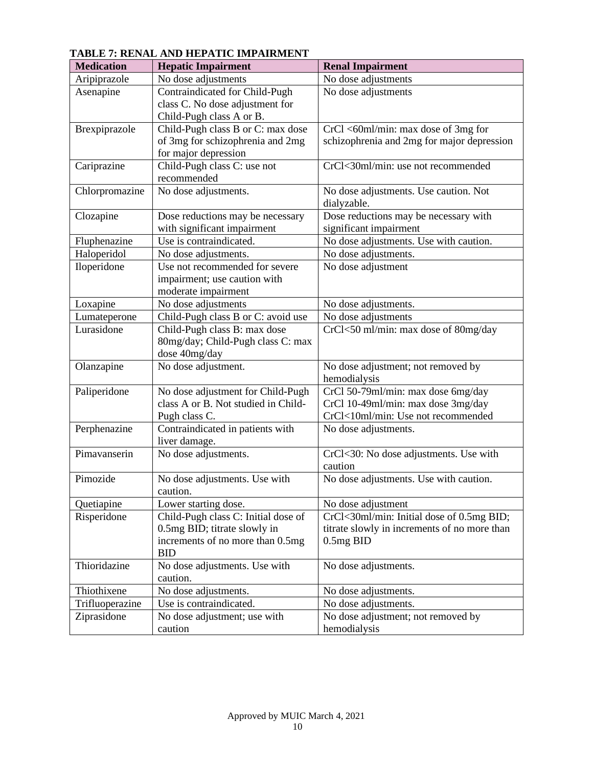**TABLE 7: RENAL AND HEPATIC IMPAIRMENT**

| Medication | Hepatic Impairment | Renal Impairment |
|---|---|---|
| Aripiprazole | No dose adjustments | No dose adjustments |
| Asenapine | Contraindicated for Child-Pugh class C. No dose adjustment for Child-Pugh class A or B. | No dose adjustments |
| Brexpiprazole | Child-Pugh class B or C: max dose of 3mg for schizophrenia and 2mg for major depression | CrCl <60ml/min: max dose of 3mg for schizophrenia and 2mg for major depression |
| Cariprazine | Child-Pugh class C: use not recommended | CrCl<30ml/min: use not recommended |
| Chlorpromazine | No dose adjustments. | No dose adjustments. Use caution. Not dialyzable. |
| Clozapine | Dose reductions may be necessary with significant impairment | Dose reductions may be necessary with significant impairment |
| Fluphenazine | Use is contraindicated. | No dose adjustments. Use with caution. |
| Haloperidol | No dose adjustments. | No dose adjustments. |
| Iloperidone | Use not recommended for severe impairment; use caution with moderate impairment | No dose adjustment |
| Loxapine | No dose adjustments | No dose adjustments. |
| Lumateperone | Child-Pugh class B or C: avoid use | No dose adjustments |
| Lurasidone | Child-Pugh class B: max dose 80mg/day; Child-Pugh class C: max dose 40mg/day | CrCl<50 ml/min: max dose of 80mg/day |
| Olanzapine | No dose adjustment. | No dose adjustment; not removed by hemodialysis |
| Paliperidone | No dose adjustment for Child-Pugh class A or B. Not studied in Child-Pugh class C. | CrCl 50-79ml/min: max dose 6mg/day<br>CrCl 10-49ml/min: max dose 3mg/day<br>CrCl<10ml/min: Use not recommended |
| Perphenazine | Contraindicated in patients with liver damage. | No dose adjustments. |
| Pimavanserin | No dose adjustments. | CrCl<30: No dose adjustments. Use with caution |
| Pimozide | No dose adjustments. Use with caution. | No dose adjustments. Use with caution. |
| Quetiapine | Lower starting dose. | No dose adjustment |
| Risperidone | Child-Pugh class C: Initial dose of 0.5mg BID; titrate slowly in increments of no more than 0.5mg BID | CrCl<30ml/min: Initial dose of 0.5mg BID; titrate slowly in increments of no more than 0.5mg BID |
| Thioridazine | No dose adjustments. Use with caution. | No dose adjustments. |
| Thiothixene | No dose adjustments. | No dose adjustments. |
| Trifluoperazine | Use is contraindicated. | No dose adjustments. |
| Ziprasidone | No dose adjustment; use with caution | No dose adjustment; not removed by hemodialysis |

Approved by MUIC March 4, 2021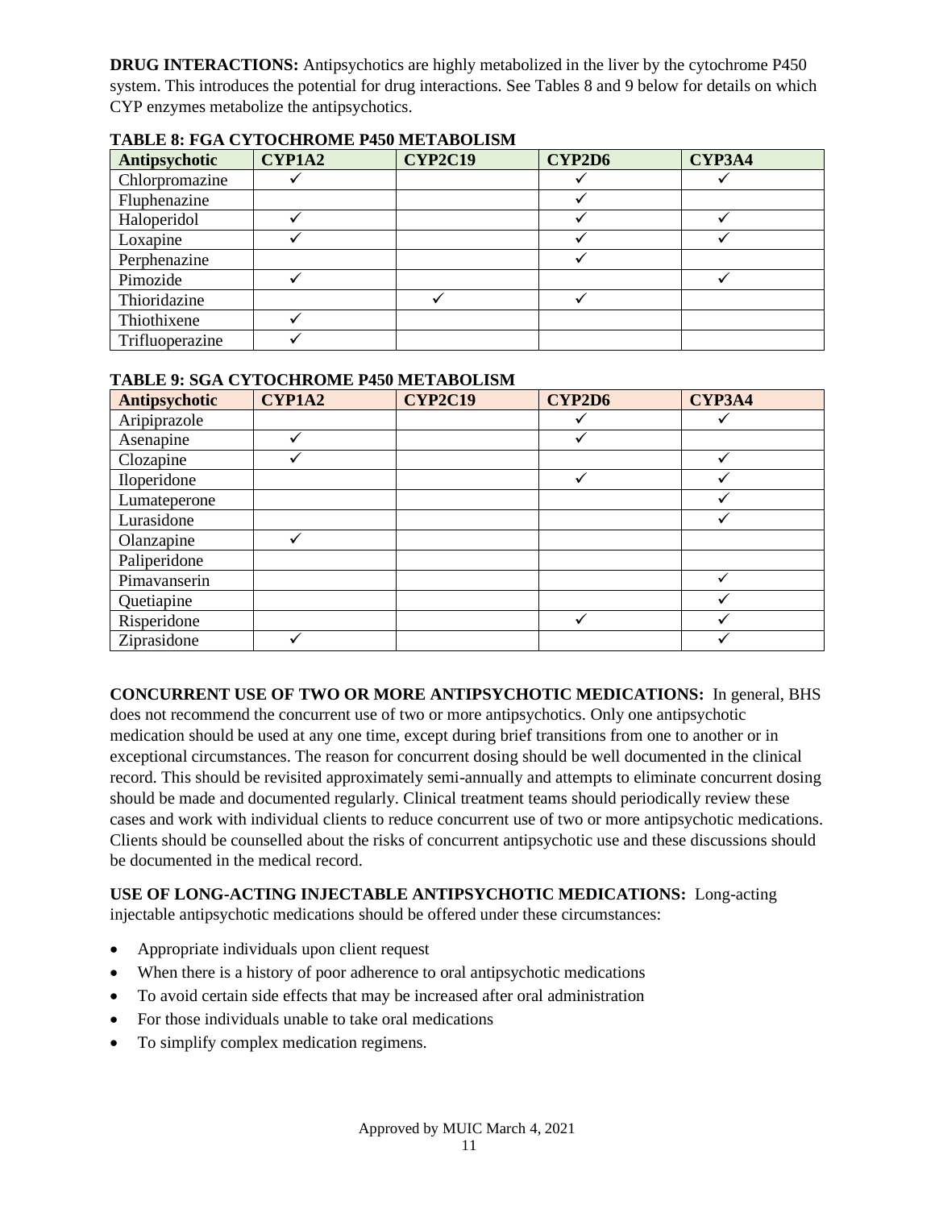**DRUG INTERACTIONS:** Antipsychotics are highly metabolized in the liver by the cytochrome P450 system. This introduces the potential for drug interactions. See Tables 8 and 9 below for details on which CYP enzymes metabolize the antipsychotics.

**TABLE 8: FGA CYTOCHROME P450 METABOLISM**

| Antipsychotic | CYP1A2 | CYP2C19 | CYP2D6 | CYP3A4 |
|---|---|---|---|---|
| Chlorpromazine | ✓ | | ✓ | ✓ |
| Fluphenazine | | | ✓ | |
| Haloperidol | ✓ | | ✓ | ✓ |
| Loxapine | ✓ | | ✓ | ✓ |
| Perphenazine | | | ✓ | |
| Pimozide | ✓ | | | ✓ |
| Thioridazine | | ✓ | ✓ | |
| Thiothixene | ✓ | | | |
| Trifluoperazine | ✓ | | | |

**TABLE 9: SGA CYTOCHROME P450 METABOLISM**

| Antipsychotic | CYP1A2 | CYP2C19 | CYP2D6 | CYP3A4 |
|---|---|---|---|---|
| Aripiprazole | | | ✓ | ✓ |
| Asenapine | ✓ | | ✓ | |
| Clozapine | ✓ | | | ✓ |
| Iloperidone | | | ✓ | ✓ |
| Lumateperone | | | | ✓ |
| Lurasidone | | | | ✓ |
| Olanzapine | ✓ | | | |
| Paliperidone | | | | |
| Pimavanserin | | | | ✓ |
| Quetiapine | | | | ✓ |
| Risperidone | | | ✓ | ✓ |
| Ziprasidone | ✓ | | | ✓ |

**CONCURRENT USE OF TWO OR MORE ANTIPSYCHOTIC MEDICATIONS:** In general, BHS does not recommend the concurrent use of two or more antipsychotics. Only one antipsychotic medication should be used at any one time, except during brief transitions from one to another or in exceptional circumstances. The reason for concurrent dosing should be well documented in the clinical record. This should be revisited approximately semi-annually and attempts to eliminate concurrent dosing should be made and documented regularly. Clinical treatment teams should periodically review these cases and work with individual clients to reduce concurrent use of two or more antipsychotic medications. Clients should be counselled about the risks of concurrent antipsychotic use and these discussions should be documented in the medical record.

**USE OF LONG-ACTING INJECTABLE ANTIPSYCHOTIC MEDICATIONS:** Long-acting injectable antipsychotic medications should be offered under these circumstances:

- Appropriate individuals upon client request
- When there is a history of poor adherence to oral antipsychotic medications
- To avoid certain side effects that may be increased after oral administration
- For those individuals unable to take oral medications
- To simplify complex medication regimens.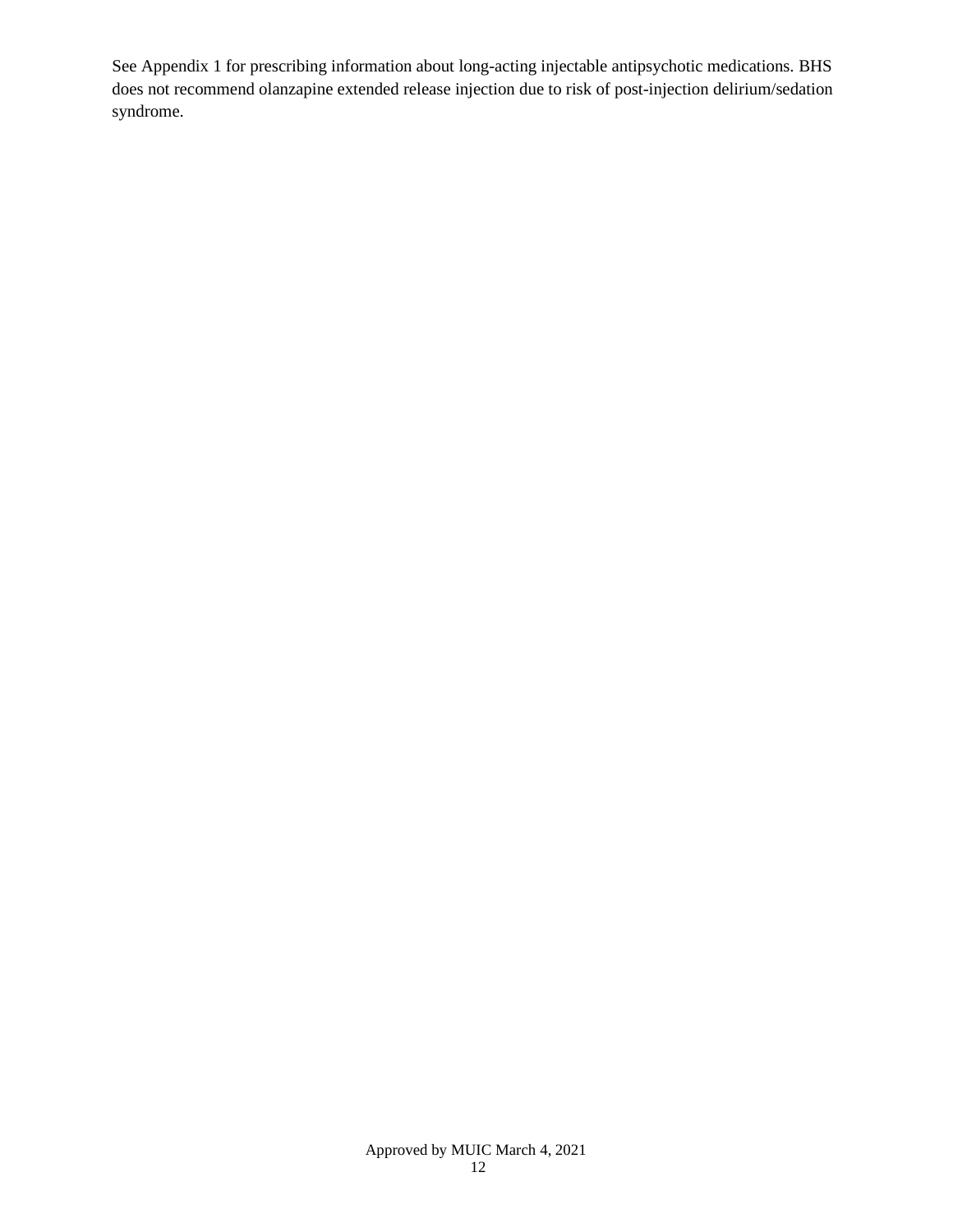See Appendix 1 for prescribing information about long-acting injectable antipsychotic medications. BHS does not recommend olanzapine extended release injection due to risk of post-injection delirium/sedation syndrome.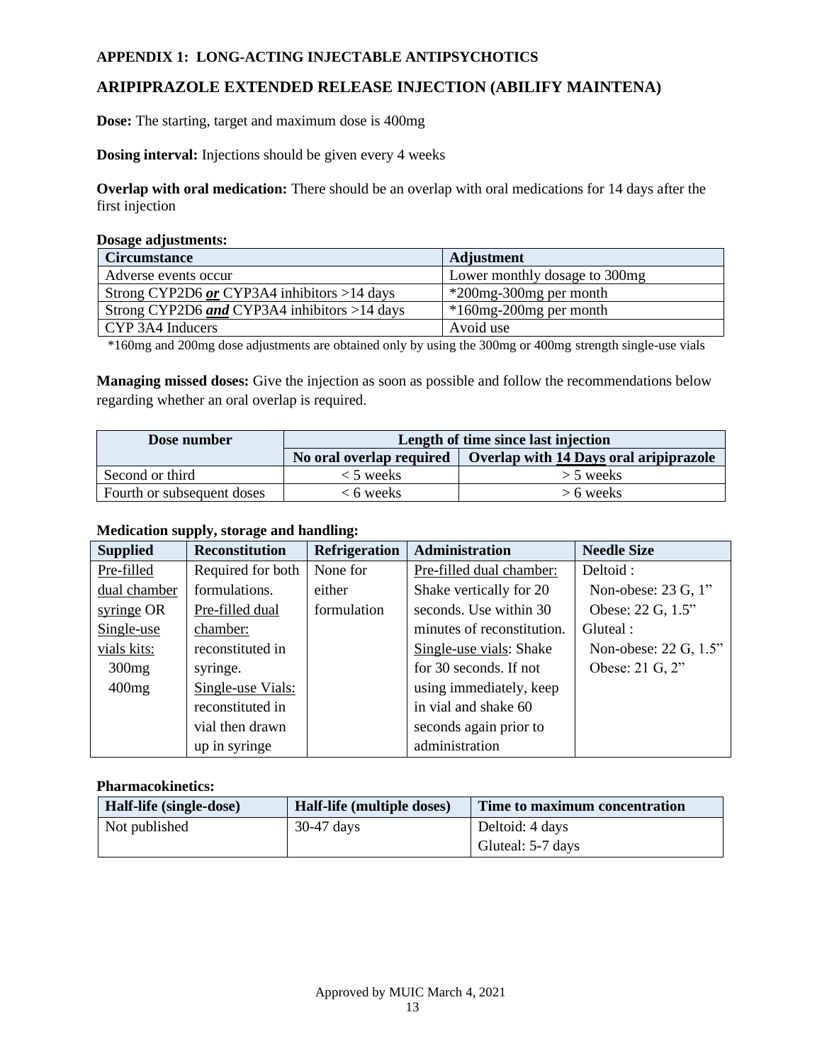### APPENDIX 1: LONG-ACTING INJECTABLE ANTIPSYCHOTICS

## ARIPIPRAZOLE EXTENDED RELEASE INJECTION (ABILIFY MAINTENA)

**Dose:** The starting, target and maximum dose is 400mg

**Dosing interval:** Injections should be given every 4 weeks

**Overlap with oral medication:** There should be an overlap with oral medications for 14 days after the first injection

**Dosage adjustments:**

| Circumstance | Adjustment |
|---|---|
| Adverse events occur | Lower monthly dosage to 300mg |
| Strong CYP2D6 ***or*** CYP3A4 inhibitors >14 days | *200mg-300mg per month |
| Strong CYP2D6 ***and*** CYP3A4 inhibitors >14 days | *160mg-200mg per month |
| CYP 3A4 Inducers | Avoid use |

*160mg and 200mg dose adjustments are obtained only by using the 300mg or 400mg strength single-use vials

**Managing missed doses:** Give the injection as soon as possible and follow the recommendations below regarding whether an oral overlap is required.

| Dose number | Length of time since last injection | |
|---|---|---|
| | **No oral overlap required** | **Overlap with 14 Days oral aripiprazole** |
| Second or third | < 5 weeks | > 5 weeks |
| Fourth or subsequent doses | < 6 weeks | > 6 weeks |

**Medication supply, storage and handling:**

| Supplied | Reconstitution | Refrigeration | Administration | Needle Size |
|---|---|---|---|---|
| Pre-filled dual chamber syringe OR Single-use vials kits: 300mg 400mg | Required for both formulations. Pre-filled dual chamber: reconstituted in syringe. Single-use Vials: reconstituted in vial then drawn up in syringe | None for either formulation | Pre-filled dual chamber: Shake vertically for 20 seconds. Use within 30 minutes of reconstitution. Single-use vials: Shake for 30 seconds. If not using immediately, keep in vial and shake 60 seconds again prior to administration | Deltoid : Non-obese: 23 G, 1" Obese: 22 G, 1.5" Gluteal : Non-obese: 22 G, 1.5" Obese: 21 G, 2" |

**Pharmacokinetics:**

| Half-life (single-dose) | Half-life (multiple doses) | Time to maximum concentration |
|---|---|---|
| Not published | 30-47 days | Deltoid: 4 days<br>Gluteal: 5-7 days |

Approved by MUIC March 4, 2021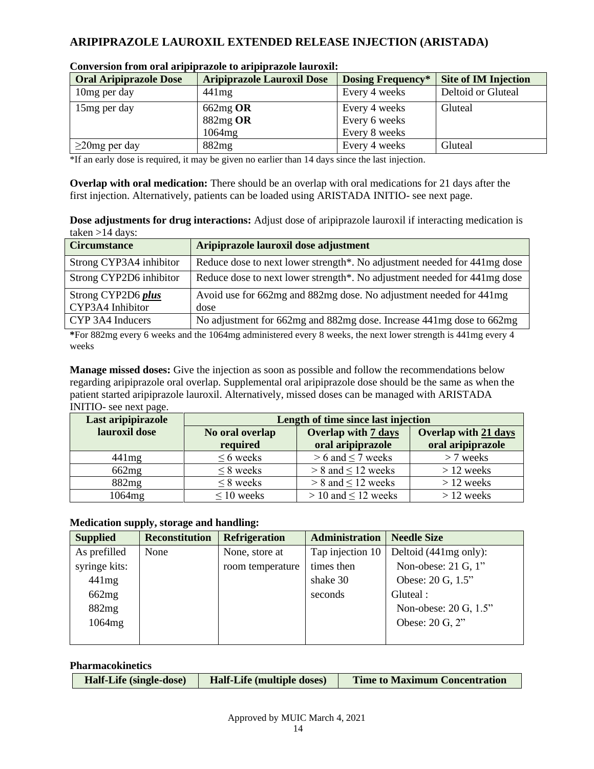## ARIPIPRAZOLE LAUROXIL EXTENDED RELEASE INJECTION (ARISTADA)

**Conversion from oral aripiprazole to aripiprazole lauroxil:**

| Oral Aripiprazole Dose | Aripiprazole Lauroxil Dose | Dosing Frequency* | Site of IM Injection |
|---|---|---|---|
| 10mg per day | 441mg | Every 4 weeks | Deltoid or Gluteal |
| 15mg per day | 662mg **OR**<br>882mg **OR**<br>1064mg | Every 4 weeks<br>Every 6 weeks<br>Every 8 weeks | Gluteal |
| ≥20mg per day | 882mg | Every 4 weeks | Gluteal |

*If an early dose is required, it may be given no earlier than 14 days since the last injection.

**Overlap with oral medication:** There should be an overlap with oral medications for 21 days after the first injection. Alternatively, patients can be loaded using ARISTADA INITIO- see next page.

**Dose adjustments for drug interactions:** Adjust dose of aripiprazole lauroxil if interacting medication is taken >14 days:

| Circumstance | Aripiprazole lauroxil dose adjustment |
|---|---|
| Strong CYP3A4 inhibitor | Reduce dose to next lower strength*. No adjustment needed for 441mg dose |
| Strong CYP2D6 inhibitor | Reduce dose to next lower strength*. No adjustment needed for 441mg dose |
| Strong CYP2D6 ***plus*** CYP3A4 Inhibitor | Avoid use for 662mg and 882mg dose. No adjustment needed for 441mg dose |
| CYP 3A4 Inducers | No adjustment for 662mg and 882mg dose. Increase 441mg dose to 662mg |

**\***For 882mg every 6 weeks and the 1064mg administered every 8 weeks, the next lower strength is 441mg every 4 weeks

**Manage missed doses:** Give the injection as soon as possible and follow the recommendations below regarding aripiprazole oral overlap. Supplemental oral aripiprazole dose should be the same as when the patient started aripiprazole lauroxil. Alternatively, missed doses can be managed with ARISTADA INITIO- see next page.

| Last aripipirazole lauroxil dose | Length of time since last injection | | |
|---|---|---|---|
| | **No oral overlap required** | **Overlap with 7 days oral aripiprazole** | **Overlap with 21 days oral aripiprazole** |
| 441mg | ≤ 6 weeks | > 6 and ≤ 7 weeks | > 7 weeks |
| 662mg | ≤ 8 weeks | > 8 and ≤ 12 weeks | > 12 weeks |
| 882mg | ≤ 8 weeks | > 8 and ≤ 12 weeks | > 12 weeks |
| 1064mg | ≤ 10 weeks | > 10 and ≤ 12 weeks | > 12 weeks |

**Medication supply, storage and handling:**

| Supplied | Reconstitution | Refrigeration | Administration | Needle Size |
|---|---|---|---|---|
| As prefilled syringe kits:<br>441mg<br>662mg<br>882mg<br>1064mg | None | None, store at room temperature | Tap injection 10 times then shake 30 seconds | Deltoid (441mg only):<br>Non-obese: 21 G, 1"<br>Obese: 20 G, 1.5"<br>Gluteal :<br>Non-obese: 20 G, 1.5"<br>Obese: 20 G, 2" |

**Pharmacokinetics**

| Half-Life (single-dose) | Half-Life (multiple doses) | Time to Maximum Concentration |
|---|---|---|

Approved by MUIC March 4, 2021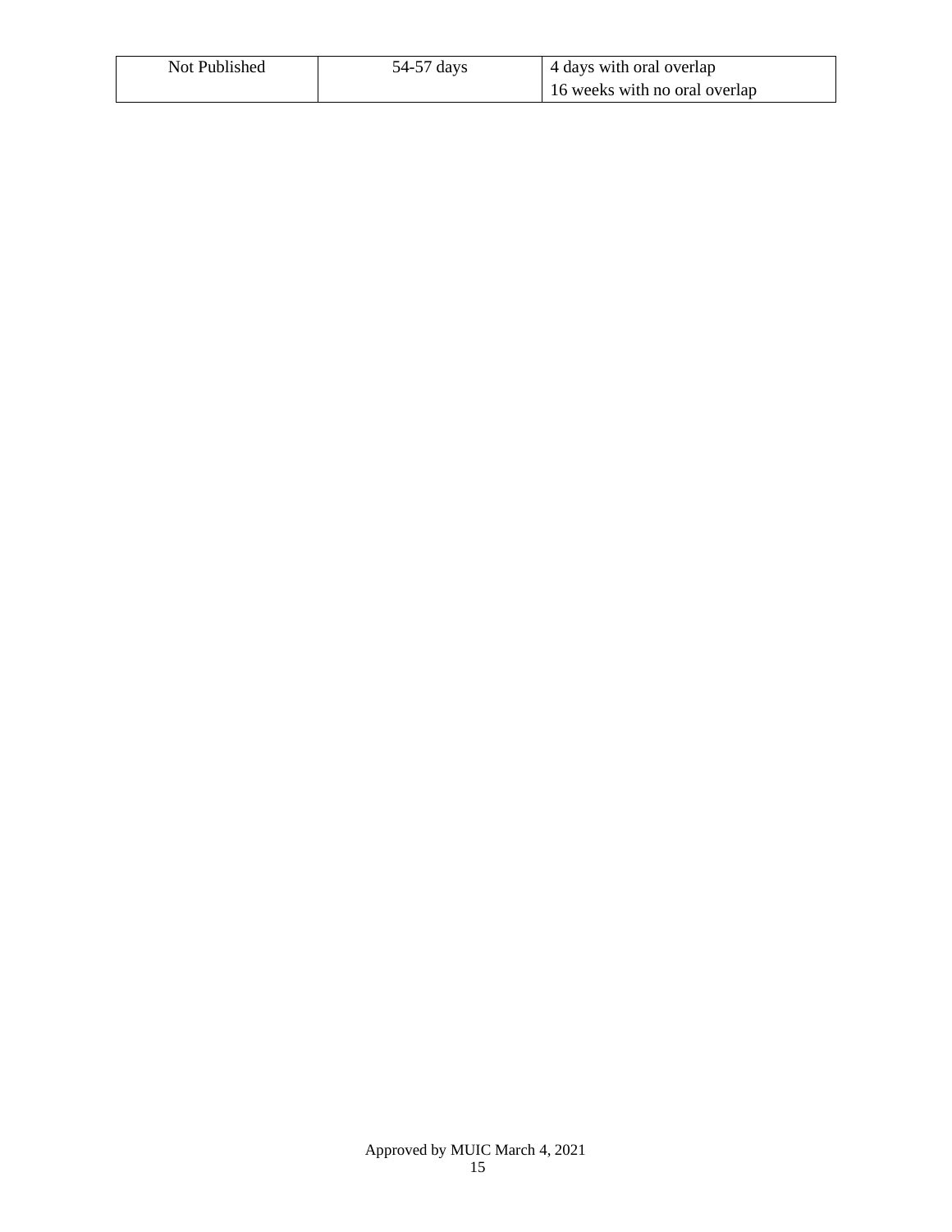| | | |
|---|---|---|
| Not Published | 54-57 days | 4 days with oral overlap<br>16 weeks with no oral overlap |

Approved by MUIC March 4, 2021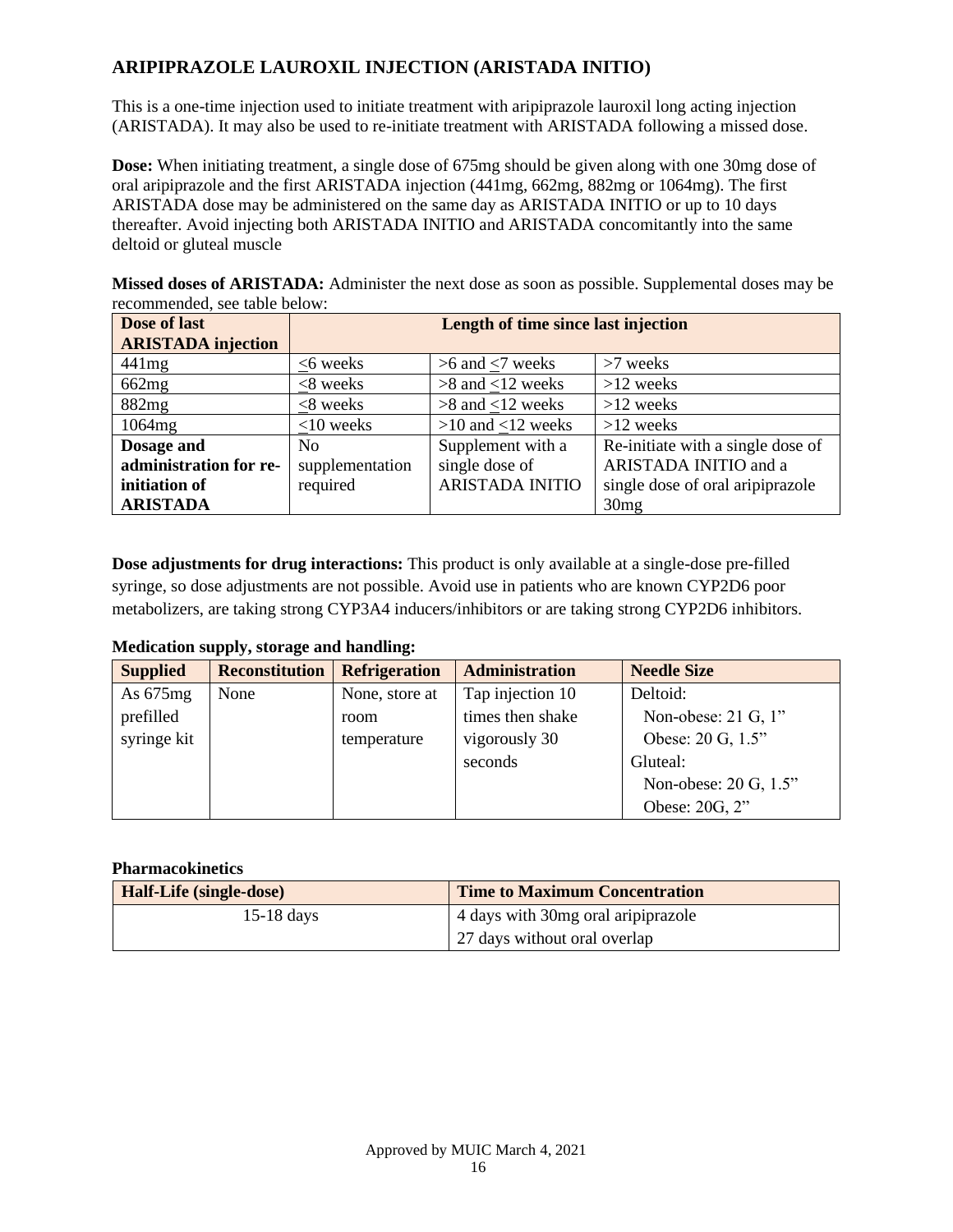## ARIPIPRAZOLE LAUROXIL INJECTION (ARISTADA INITIO)

This is a one-time injection used to initiate treatment with aripiprazole lauroxil long acting injection (ARISTADA). It may also be used to re-initiate treatment with ARISTADA following a missed dose.

**Dose:** When initiating treatment, a single dose of 675mg should be given along with one 30mg dose of oral aripiprazole and the first ARISTADA injection (441mg, 662mg, 882mg or 1064mg). The first ARISTADA dose may be administered on the same day as ARISTADA INITIO or up to 10 days thereafter. Avoid injecting both ARISTADA INITIO and ARISTADA concomitantly into the same deltoid or gluteal muscle

**Missed doses of ARISTADA:** Administer the next dose as soon as possible. Supplemental doses may be recommended, see table below:

| Dose of last ARISTADA injection | Length of time since last injection | | |
|---|---|---|---|
| 441mg | ≤6 weeks | >6 and ≤7 weeks | >7 weeks |
| 662mg | ≤8 weeks | >8 and ≤12 weeks | >12 weeks |
| 882mg | ≤8 weeks | >8 and ≤12 weeks | >12 weeks |
| 1064mg | ≤10 weeks | >10 and ≤12 weeks | >12 weeks |
| **Dosage and administration for re-initiation of ARISTADA** | No supplementation required | Supplement with a single dose of ARISTADA INITIO | Re-initiate with a single dose of ARISTADA INITIO and a single dose of oral aripiprazole 30mg |

**Dose adjustments for drug interactions:** This product is only available at a single-dose pre-filled syringe, so dose adjustments are not possible. Avoid use in patients who are known CYP2D6 poor metabolizers, are taking strong CYP3A4 inducers/inhibitors or are taking strong CYP2D6 inhibitors.

**Medication supply, storage and handling:**

| Supplied | Reconstitution | Refrigeration | Administration | Needle Size |
|---|---|---|---|---|
| As 675mg prefilled syringe kit | None | None, store at room temperature | Tap injection 10 times then shake vigorously 30 seconds | Deltoid:<br>Non-obese: 21 G, 1"<br>Obese: 20 G, 1.5"<br>Gluteal:<br>Non-obese: 20 G, 1.5"<br>Obese: 20G, 2" |

**Pharmacokinetics**

| Half-Life (single-dose) | Time to Maximum Concentration |
|---|---|
| 15-18 days | 4 days with 30mg oral aripiprazole<br>27 days without oral overlap |

Approved by MUIC March 4, 2021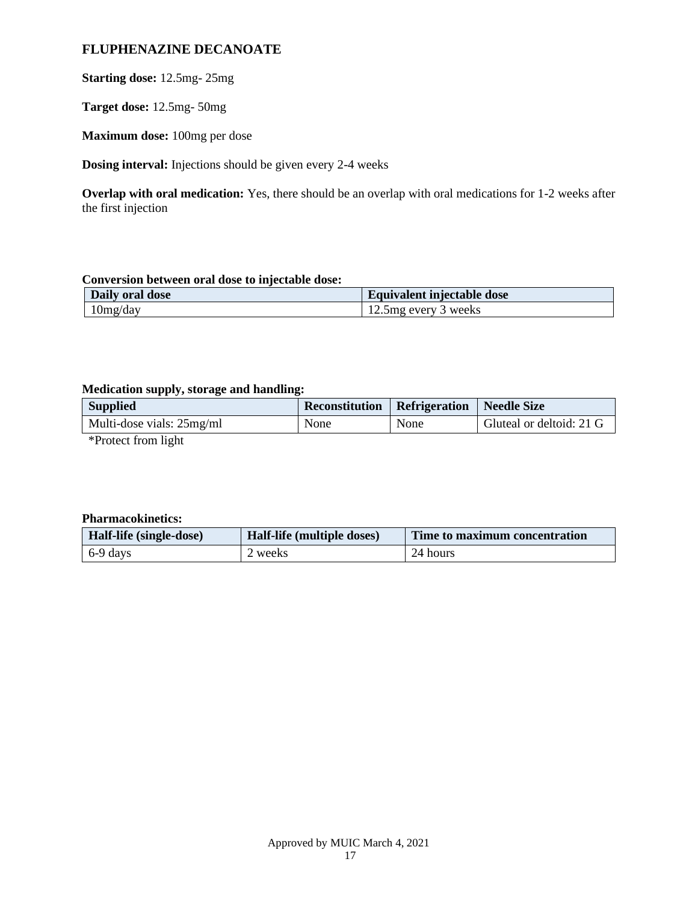## FLUPHENAZINE DECANOATE

**Starting dose:** 12.5mg- 25mg

**Target dose:** 12.5mg- 50mg

**Maximum dose:** 100mg per dose

**Dosing interval:** Injections should be given every 2-4 weeks

**Overlap with oral medication:** Yes, there should be an overlap with oral medications for 1-2 weeks after the first injection

**Conversion between oral dose to injectable dose:**

| Daily oral dose | Equivalent injectable dose |
| --- | --- |
| 10mg/day | 12.5mg every 3 weeks |

**Medication supply, storage and handling:**

| Supplied | Reconstitution | Refrigeration | Needle Size |
| --- | --- | --- | --- |
| Multi-dose vials: 25mg/ml | None | None | Gluteal or deltoid: 21 G |

*Protect from light

**Pharmacokinetics:**

| Half-life (single-dose) | Half-life (multiple doses) | Time to maximum concentration |
| --- | --- | --- |
| 6-9 days | 2 weeks | 24 hours |

Approved by MUIC March 4, 2021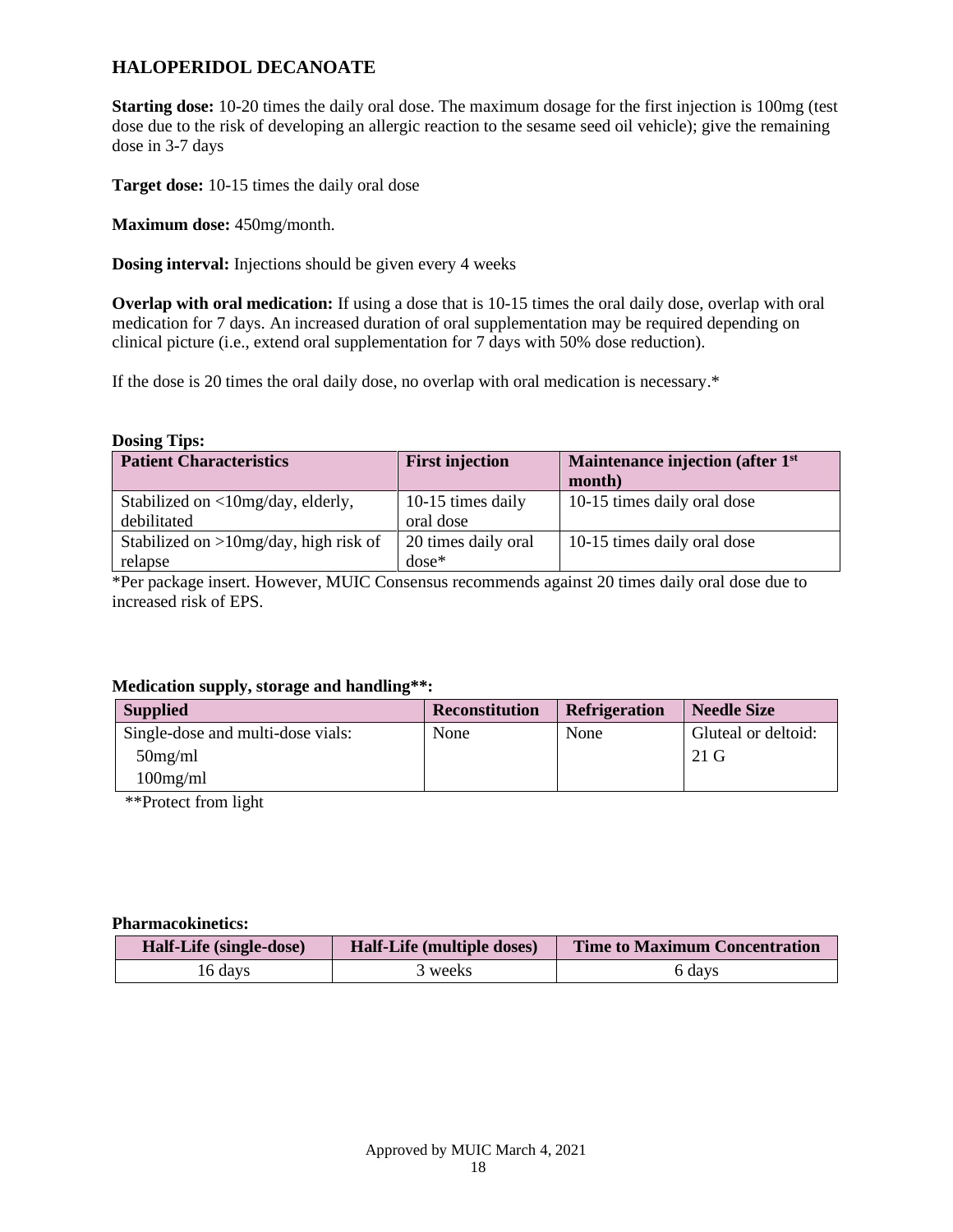## HALOPERIDOL DECANOATE

**Starting dose:** 10-20 times the daily oral dose. The maximum dosage for the first injection is 100mg (test dose due to the risk of developing an allergic reaction to the sesame seed oil vehicle); give the remaining dose in 3-7 days

**Target dose:** 10-15 times the daily oral dose

**Maximum dose:** 450mg/month.

**Dosing interval:** Injections should be given every 4 weeks

**Overlap with oral medication:** If using a dose that is 10-15 times the oral daily dose, overlap with oral medication for 7 days. An increased duration of oral supplementation may be required depending on clinical picture (i.e., extend oral supplementation for 7 days with 50% dose reduction).

If the dose is 20 times the oral daily dose, no overlap with oral medication is necessary.*

**Dosing Tips:**

| Patient Characteristics | First injection | Maintenance injection (after 1st month) |
|---|---|---|
| Stabilized on <10mg/day, elderly, debilitated | 10-15 times daily oral dose | 10-15 times daily oral dose |
| Stabilized on >10mg/day, high risk of relapse | 20 times daily oral dose* | 10-15 times daily oral dose |

*Per package insert. However, MUIC Consensus recommends against 20 times daily oral dose due to increased risk of EPS.

**Medication supply, storage and handling**:**

| Supplied | Reconstitution | Refrigeration | Needle Size |
|---|---|---|---|
| Single-dose and multi-dose vials: 50mg/ml 100mg/ml | None | None | Gluteal or deltoid: 21 G |

**Protect from light

**Pharmacokinetics:**

| Half-Life (single-dose) | Half-Life (multiple doses) | Time to Maximum Concentration |
|---|---|---|
| 16 days | 3 weeks | 6 days |

Approved by MUIC March 4, 2021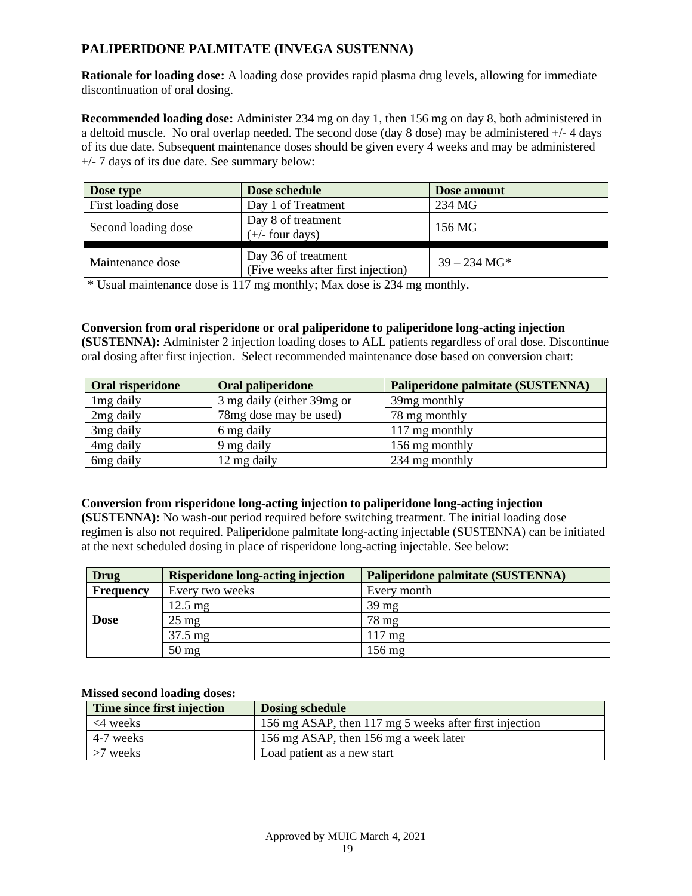## PALIPERIDONE PALMITATE (INVEGA SUSTENNA)

**Rationale for loading dose:** A loading dose provides rapid plasma drug levels, allowing for immediate discontinuation of oral dosing.

**Recommended loading dose:** Administer 234 mg on day 1, then 156 mg on day 8, both administered in a deltoid muscle. No oral overlap needed. The second dose (day 8 dose) may be administered +/- 4 days of its due date. Subsequent maintenance doses should be given every 4 weeks and may be administered +/- 7 days of its due date. See summary below:

| Dose type | Dose schedule | Dose amount |
|---|---|---|
| First loading dose | Day 1 of Treatment | 234 MG |
| Second loading dose | Day 8 of treatment (+/- four days) | 156 MG |
| Maintenance dose | Day 36 of treatment (Five weeks after first injection) | 39 – 234 MG* |

\* Usual maintenance dose is 117 mg monthly; Max dose is 234 mg monthly.

**Conversion from oral risperidone or oral paliperidone to paliperidone long-acting injection (SUSTENNA):** Administer 2 injection loading doses to ALL patients regardless of oral dose. Discontinue oral dosing after first injection. Select recommended maintenance dose based on conversion chart:

| Oral risperidone | Oral paliperidone | Paliperidone palmitate (SUSTENNA) |
|---|---|---|
| 1mg daily | 3 mg daily (either 39mg or 78mg dose may be used) | 39mg monthly |
| 2mg daily | | 78 mg monthly |
| 3mg daily | 6 mg daily | 117 mg monthly |
| 4mg daily | 9 mg daily | 156 mg monthly |
| 6mg daily | 12 mg daily | 234 mg monthly |

**Conversion from risperidone long-acting injection to paliperidone long-acting injection (SUSTENNA):** No wash-out period required before switching treatment. The initial loading dose regimen is also not required. Paliperidone palmitate long-acting injectable (SUSTENNA) can be initiated at the next scheduled dosing in place of risperidone long-acting injectable. See below:

| Drug | Risperidone long-acting injection | Paliperidone palmitate (SUSTENNA) |
|---|---|---|
| **Frequency** | Every two weeks | Every month |
| **Dose** | 12.5 mg | 39 mg |
| | 25 mg | 78 mg |
| | 37.5 mg | 117 mg |
| | 50 mg | 156 mg |

**Missed second loading doses:**

| Time since first injection | Dosing schedule |
|---|---|
| <4 weeks | 156 mg ASAP, then 117 mg 5 weeks after first injection |
| 4-7 weeks | 156 mg ASAP, then 156 mg a week later |
| >7 weeks | Load patient as a new start |

Approved by MUIC March 4, 2021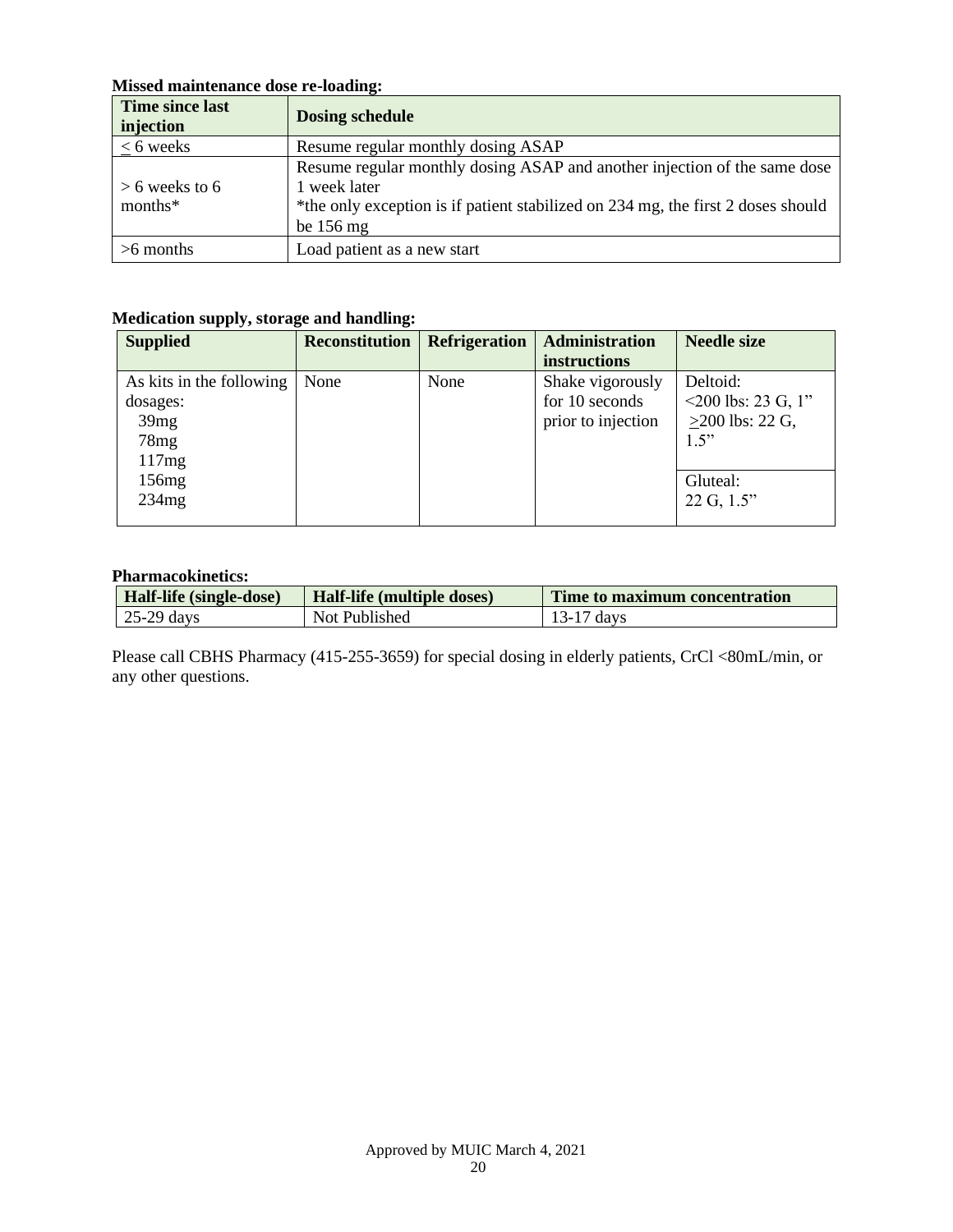**Missed maintenance dose re-loading:**

| Time since last injection | Dosing schedule |
|---|---|
| ≤ 6 weeks | Resume regular monthly dosing ASAP |
| > 6 weeks to 6 months* | Resume regular monthly dosing ASAP and another injection of the same dose 1 week later<br>*the only exception is if patient stabilized on 234 mg, the first 2 doses should be 156 mg |
| >6 months | Load patient as a new start |

**Medication supply, storage and handling:**

| Supplied | Reconstitution | Refrigeration | Administration instructions | Needle size |
|---|---|---|---|---|
| As kits in the following dosages:<br>39mg<br>78mg<br>117mg<br>156mg<br>234mg | None | None | Shake vigorously for 10 seconds prior to injection | Deltoid:<br><200 lbs: 23 G, 1"<br>≥200 lbs: 22 G, 1.5"<br><br>Gluteal:<br>22 G, 1.5" |

**Pharmacokinetics:**

| Half-life (single-dose) | Half-life (multiple doses) | Time to maximum concentration |
|---|---|---|
| 25-29 days | Not Published | 13-17 days |

Please call CBHS Pharmacy (415-255-3659) for special dosing in elderly patients, CrCl <80mL/min, or any other questions.

Approved by MUIC March 4, 2021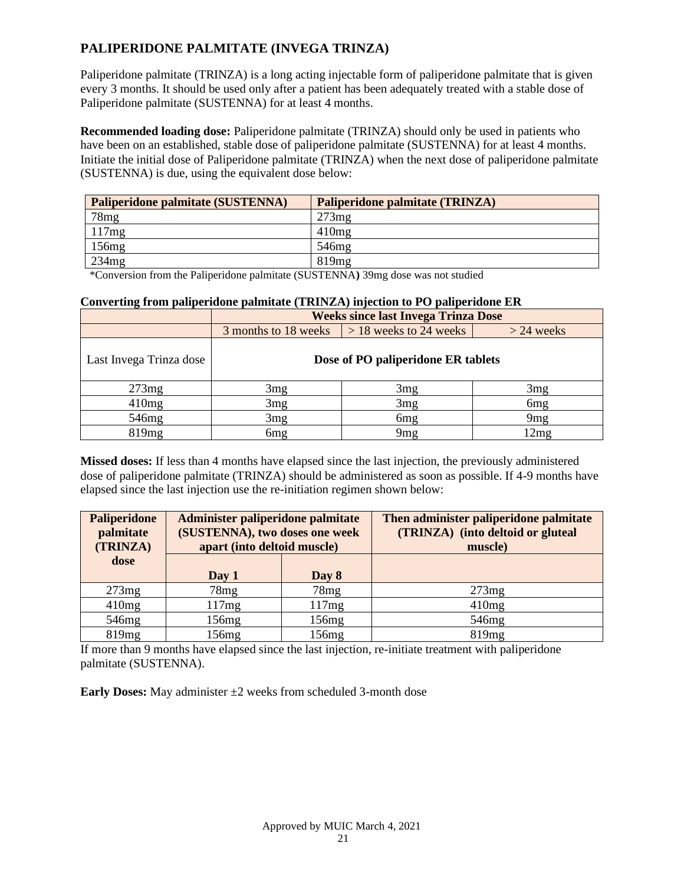## PALIPERIDONE PALMITATE (INVEGA TRINZA)

Paliperidone palmitate (TRINZA) is a long acting injectable form of paliperidone palmitate that is given every 3 months. It should be used only after a patient has been adequately treated with a stable dose of Paliperidone palmitate (SUSTENNA) for at least 4 months.

**Recommended loading dose:** Paliperidone palmitate (TRINZA) should only be used in patients who have been on an established, stable dose of paliperidone palmitate (SUSTENNA) for at least 4 months. Initiate the initial dose of Paliperidone palmitate (TRINZA) when the next dose of paliperidone palmitate (SUSTENNA) is due, using the equivalent dose below:

| Paliperidone palmitate (SUSTENNA) | Paliperidone palmitate (TRINZA) |
|---|---|
| 78mg | 273mg |
| 117mg | 410mg |
| 156mg | 546mg |
| 234mg | 819mg |

*Conversion from the Paliperidone palmitate (SUSTENNA**)** 39mg dose was not studied

**Converting from paliperidone palmitate (TRINZA) injection to PO paliperidone ER**

| | **Weeks since last Invega Trinza Dose** | | |
|---|---|---|---|
| | 3 months to 18 weeks | > 18 weeks to 24 weeks | > 24 weeks |
| Last Invega Trinza dose | **Dose of PO paliperidone ER tablets** | | |
| 273mg | 3mg | 3mg | 3mg |
| 410mg | 3mg | 3mg | 6mg |
| 546mg | 3mg | 6mg | 9mg |
| 819mg | 6mg | 9mg | 12mg |

**Missed doses:** If less than 4 months have elapsed since the last injection, the previously administered dose of paliperidone palmitate (TRINZA) should be administered as soon as possible. If 4-9 months have elapsed since the last injection use the re-initiation regimen shown below:

| **Paliperidone palmitate (TRINZA) dose** | **Administer paliperidone palmitate (SUSTENNA), two doses one week apart (into deltoid muscle)** | | **Then administer paliperidone palmitate (TRINZA) (into deltoid or gluteal muscle)** |
|---|---|---|---|
| | **Day 1** | **Day 8** | |
| 273mg | 78mg | 78mg | 273mg |
| 410mg | 117mg | 117mg | 410mg |
| 546mg | 156mg | 156mg | 546mg |
| 819mg | 156mg | 156mg | 819mg |

If more than 9 months have elapsed since the last injection, re-initiate treatment with paliperidone palmitate (SUSTENNA).

**Early Doses:** May administer ±2 weeks from scheduled 3-month dose

Approved by MUIC March 4, 2021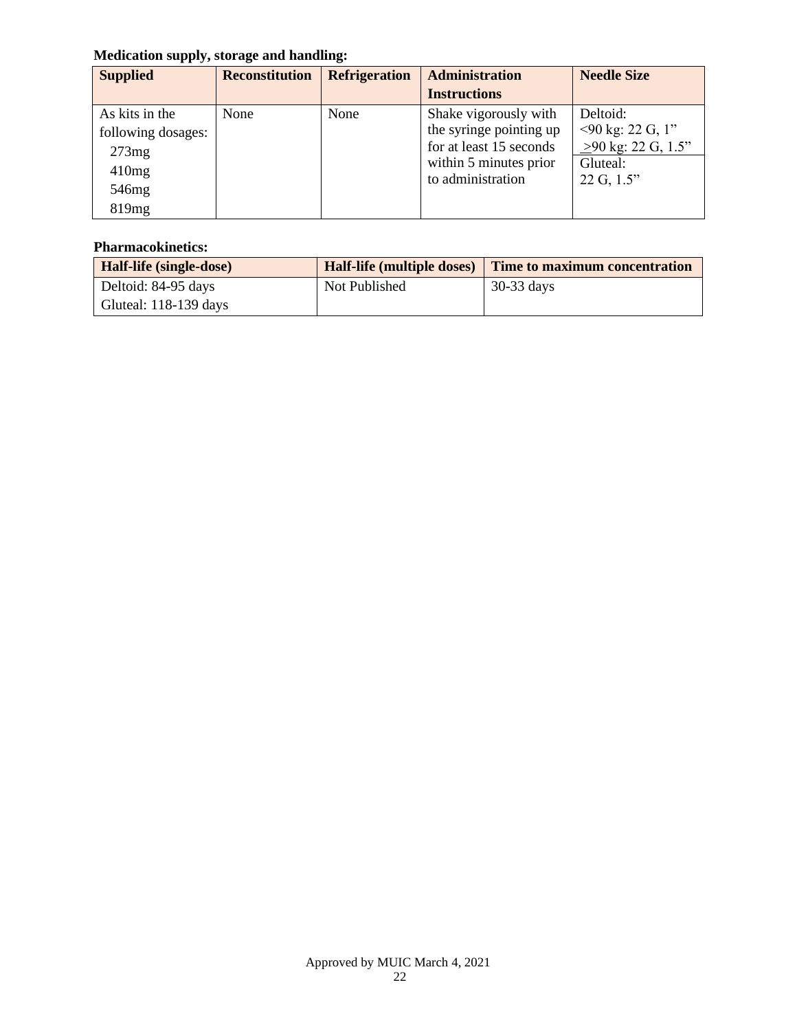**Medication supply, storage and handling:**

| Supplied | Reconstitution | Refrigeration | Administration Instructions | Needle Size |
|---|---|---|---|---|
| As kits in the following dosages:<br>273mg<br>410mg<br>546mg<br>819mg | None | None | Shake vigorously with the syringe pointing up for at least 15 seconds within 5 minutes prior to administration | Deltoid:<br><90 kg: 22 G, 1"<br>≥90 kg: 22 G, 1.5"<br>Gluteal:<br>22 G, 1.5" |

**Pharmacokinetics:**

| Half-life (single-dose) | Half-life (multiple doses) | Time to maximum concentration |
|---|---|---|
| Deltoid: 84-95 days<br>Gluteal: 118-139 days | Not Published | 30-33 days |

Approved by MUIC March 4, 2021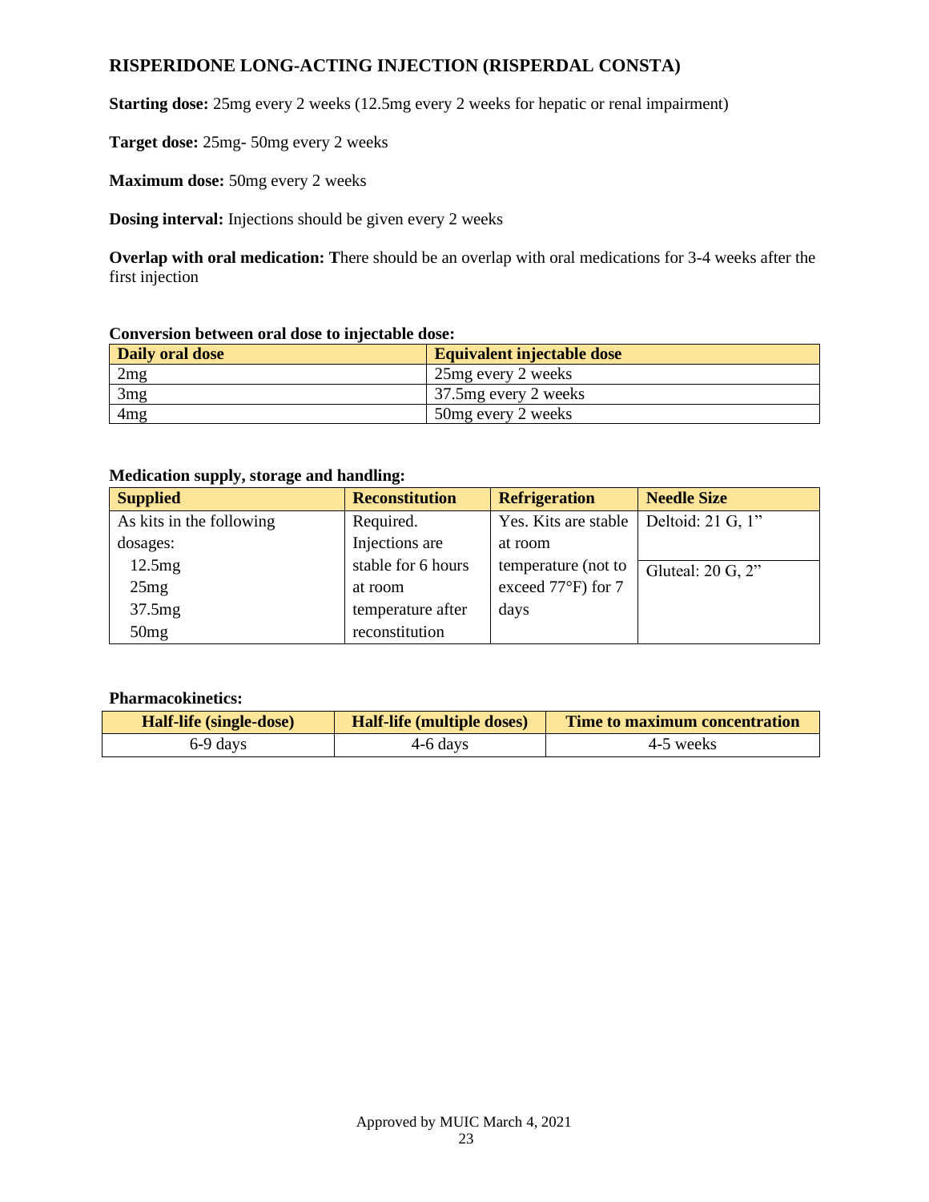## RISPERIDONE LONG-ACTING INJECTION (RISPERDAL CONSTA)

**Starting dose:** 25mg every 2 weeks (12.5mg every 2 weeks for hepatic or renal impairment)

**Target dose:** 25mg- 50mg every 2 weeks

**Maximum dose:** 50mg every 2 weeks

**Dosing interval:** Injections should be given every 2 weeks

**Overlap with oral medication:** There should be an overlap with oral medications for 3-4 weeks after the first injection

**Conversion between oral dose to injectable dose:**

| Daily oral dose | Equivalent injectable dose |
|---|---|
| 2mg | 25mg every 2 weeks |
| 3mg | 37.5mg every 2 weeks |
| 4mg | 50mg every 2 weeks |

**Medication supply, storage and handling:**

| Supplied | Reconstitution | Refrigeration | Needle Size |
|---|---|---|---|
| As kits in the following dosages: 12.5mg, 25mg, 37.5mg, 50mg | Required. Injections are stable for 6 hours at room temperature after reconstitution | Yes. Kits are stable at room temperature (not to exceed 77°F) for 7 days | Deltoid: 21 G, 1” <br> Gluteal: 20 G, 2” |

**Pharmacokinetics:**

| Half-life (single-dose) | Half-life (multiple doses) | Time to maximum concentration |
|---|---|---|
| 6-9 days | 4-6 days | 4-5 weeks |

Approved by MUIC March 4, 2021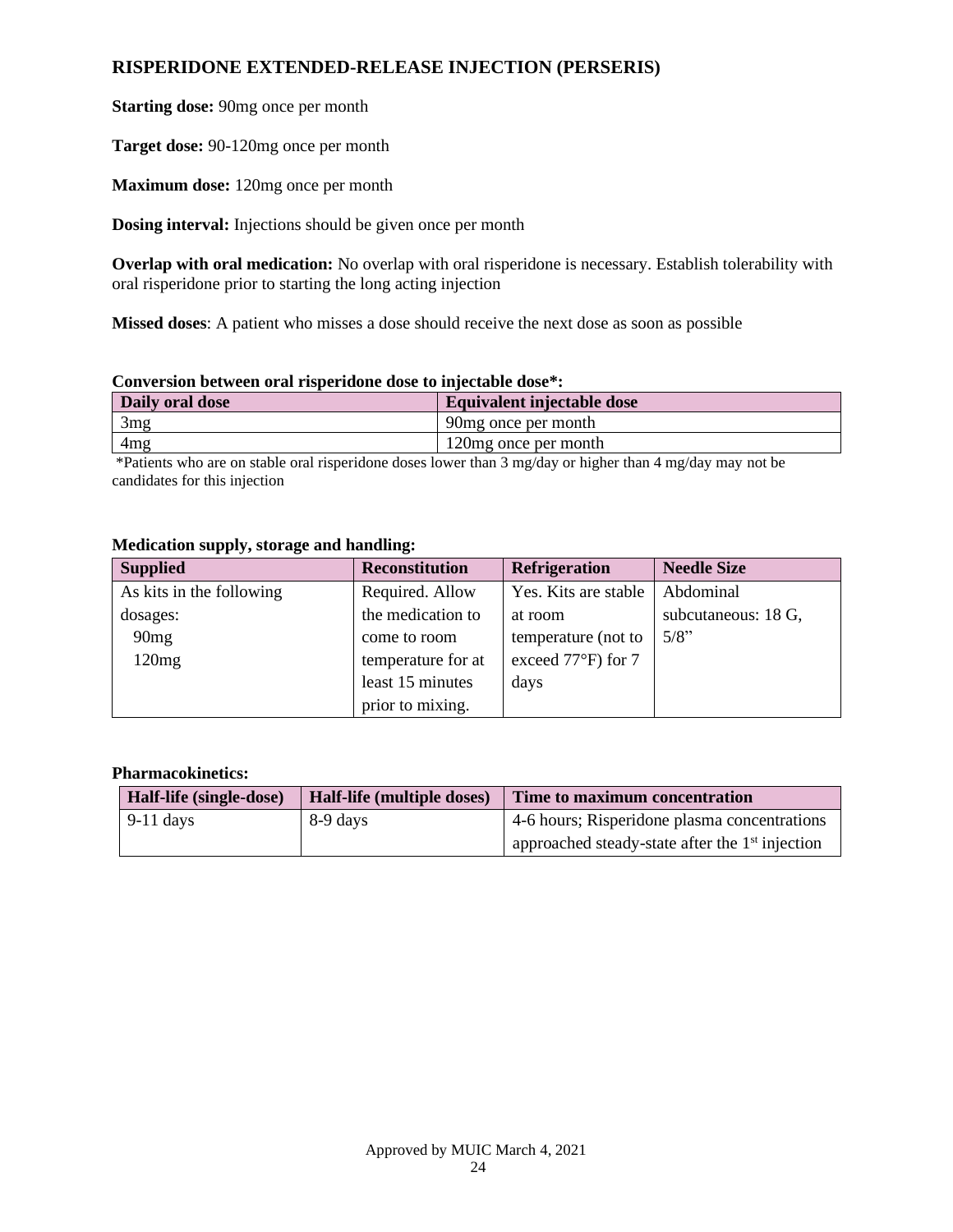## RISPERIDONE EXTENDED-RELEASE INJECTION (PERSERIS)

**Starting dose:** 90mg once per month

**Target dose:** 90-120mg once per month

**Maximum dose:** 120mg once per month

**Dosing interval:** Injections should be given once per month

**Overlap with oral medication:** No overlap with oral risperidone is necessary. Establish tolerability with oral risperidone prior to starting the long acting injection

**Missed doses**: A patient who misses a dose should receive the next dose as soon as possible

**Conversion between oral risperidone dose to injectable dose*:**

| Daily oral dose | Equivalent injectable dose |
|---|---|
| 3mg | 90mg once per month |
| 4mg | 120mg once per month |

*Patients who are on stable oral risperidone doses lower than 3 mg/day or higher than 4 mg/day may not be candidates for this injection

**Medication supply, storage and handling:**

| Supplied | Reconstitution | Refrigeration | Needle Size |
|---|---|---|---|
| As kits in the following dosages: 90mg 120mg | Required. Allow the medication to come to room temperature for at least 15 minutes prior to mixing. | Yes. Kits are stable at room temperature (not to exceed 77°F) for 7 days | Abdominal subcutaneous: 18 G, 5/8” |

**Pharmacokinetics:**

| Half-life (single-dose) | Half-life (multiple doses) | Time to maximum concentration |
|---|---|---|
| 9-11 days | 8-9 days | 4-6 hours; Risperidone plasma concentrations approached steady-state after the 1st injection |

Approved by MUIC March 4, 2021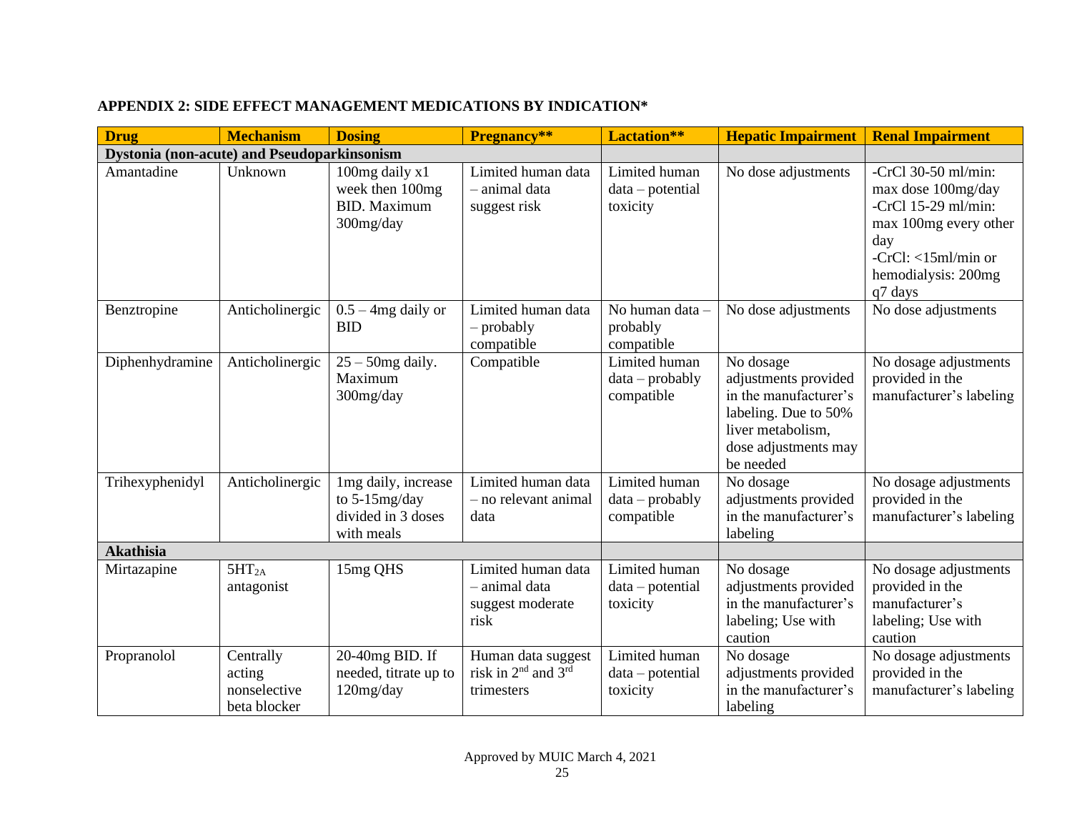**APPENDIX 2: SIDE EFFECT MANAGEMENT MEDICATIONS BY INDICATION***

| Drug | Mechanism | Dosing | Pregnancy** | Lactation** | Hepatic Impairment | Renal Impairment |
|---|---|---|---|---|---|---|
| **Dystonia (non-acute) and Pseudoparkinsonism** | | | | | | |
| Amantadine | Unknown | 100mg daily x1 week then 100mg BID. Maximum 300mg/day | Limited human data – animal data suggest risk | Limited human data – potential toxicity | No dose adjustments | -CrCl 30-50 ml/min: max dose 100mg/day<br>-CrCl 15-29 ml/min: max 100mg every other day<br>-CrCl: <15ml/min or hemodialysis: 200mg q7 days |
| Benztropine | Anticholinergic | 0.5 – 4mg daily or BID | Limited human data – probably compatible | No human data – probably compatible | No dose adjustments | No dose adjustments |
| Diphenhydramine | Anticholinergic | 25 – 50mg daily. Maximum 300mg/day | Compatible | Limited human data – probably compatible | No dosage adjustments provided in the manufacturer's labeling. Due to 50% liver metabolism, dose adjustments may be needed | No dosage adjustments provided in the manufacturer's labeling |
| Trihexyphenidyl | Anticholinergic | 1mg daily, increase to 5-15mg/day divided in 3 doses with meals | Limited human data – no relevant animal data | Limited human data – probably compatible | No dosage adjustments provided in the manufacturer's labeling | No dosage adjustments provided in the manufacturer's labeling |
| **Akathisia** | | | | | | |
| Mirtazapine | $5HT_{2A}$ antagonist | 15mg QHS | Limited human data – animal data suggest moderate risk | Limited human data – potential toxicity | No dosage adjustments provided in the manufacturer's labeling; Use with caution | No dosage adjustments provided in the manufacturer's labeling; Use with caution |
| Propranolol | Centrally acting nonselective beta blocker | 20-40mg BID. If needed, titrate up to 120mg/day | Human data suggest risk in 2nd and 3rd trimesters | Limited human data – potential toxicity | No dosage adjustments provided in the manufacturer's labeling | No dosage adjustments provided in the manufacturer's labeling |

Approved by MUIC March 4, 2021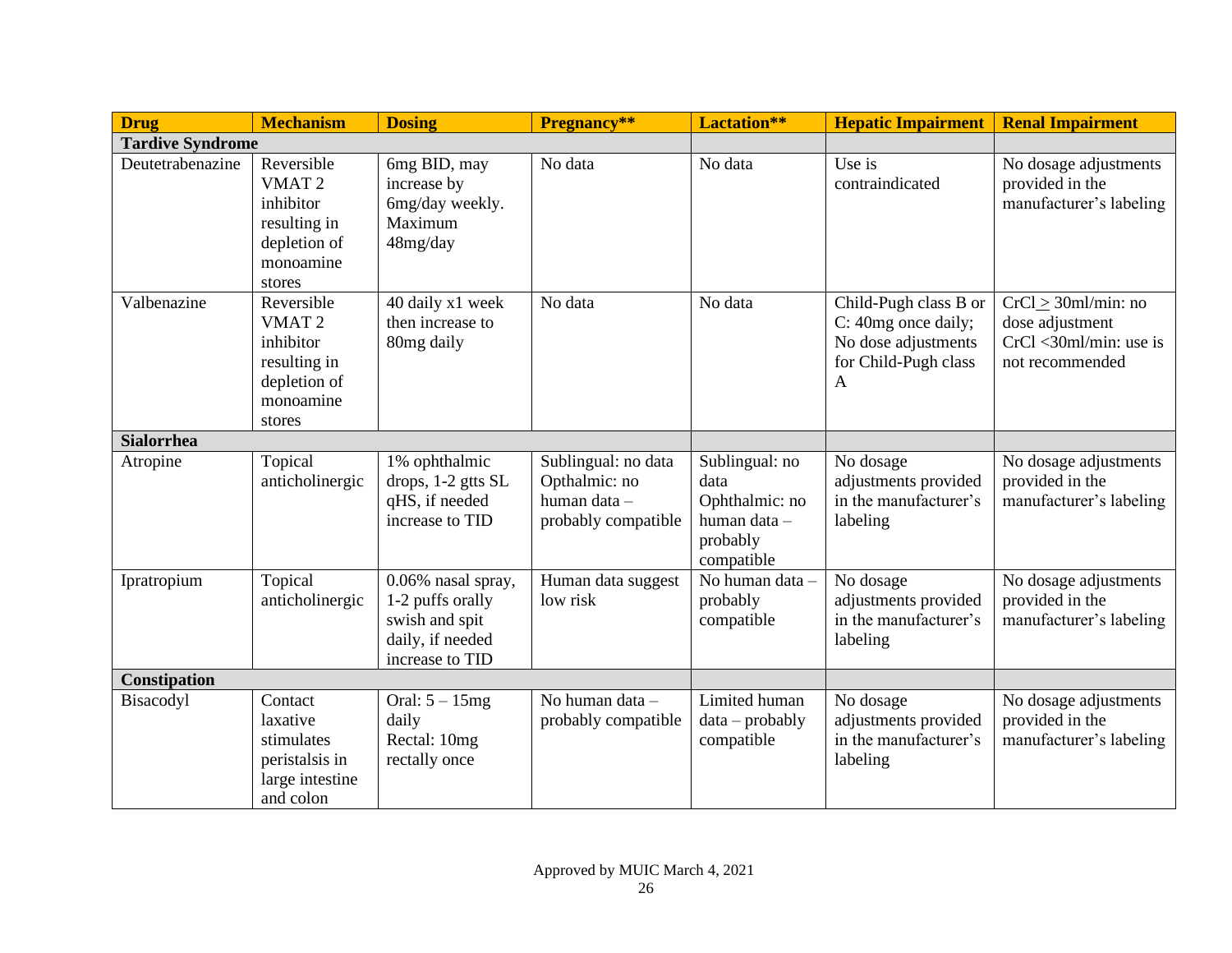| Drug | Mechanism | Dosing | Pregnancy** | Lactation** | Hepatic Impairment | Renal Impairment |
|---|---|---|---|---|---|---|
| **Tardive Syndrome** | | | | | | |
| Deutetrabenazine | Reversible VMAT 2 inhibitor resulting in depletion of monoamine stores | 6mg BID, may increase by 6mg/day weekly. Maximum 48mg/day | No data | No data | Use is contraindicated | No dosage adjustments provided in the manufacturer's labeling |
| Valbenazine | Reversible VMAT 2 inhibitor resulting in depletion of monoamine stores | 40 daily x1 week then increase to 80mg daily | No data | No data | Child-Pugh class B or C: 40mg once daily; No dose adjustments for Child-Pugh class A | CrCl $\geq$ 30ml/min: no dose adjustment CrCl <30ml/min: use is not recommended |
| **Sialorrhea** | | | | | | |
| Atropine | Topical anticholinergic | 1% ophthalmic drops, 1-2 gtts SL qHS, if needed increase to TID | Sublingual: no data Opthalmic: no human data – probably compatible | Sublingual: no data Ophthalmic: no human data – probably compatible | No dosage adjustments provided in the manufacturer's labeling | No dosage adjustments provided in the manufacturer's labeling |
| Ipratropium | Topical anticholinergic | 0.06% nasal spray, 1-2 puffs orally swish and spit daily, if needed increase to TID | Human data suggest low risk | No human data – probably compatible | No dosage adjustments provided in the manufacturer's labeling | No dosage adjustments provided in the manufacturer's labeling |
| **Constipation** | | | | | | |
| Bisacodyl | Contact laxative stimulates peristalsis in large intestine and colon | Oral: 5 – 15mg daily Rectal: 10mg rectally once | No human data – probably compatible | Limited human data – probably compatible | No dosage adjustments provided in the manufacturer's labeling | No dosage adjustments provided in the manufacturer's labeling |

Approved by MUIC March 4, 2021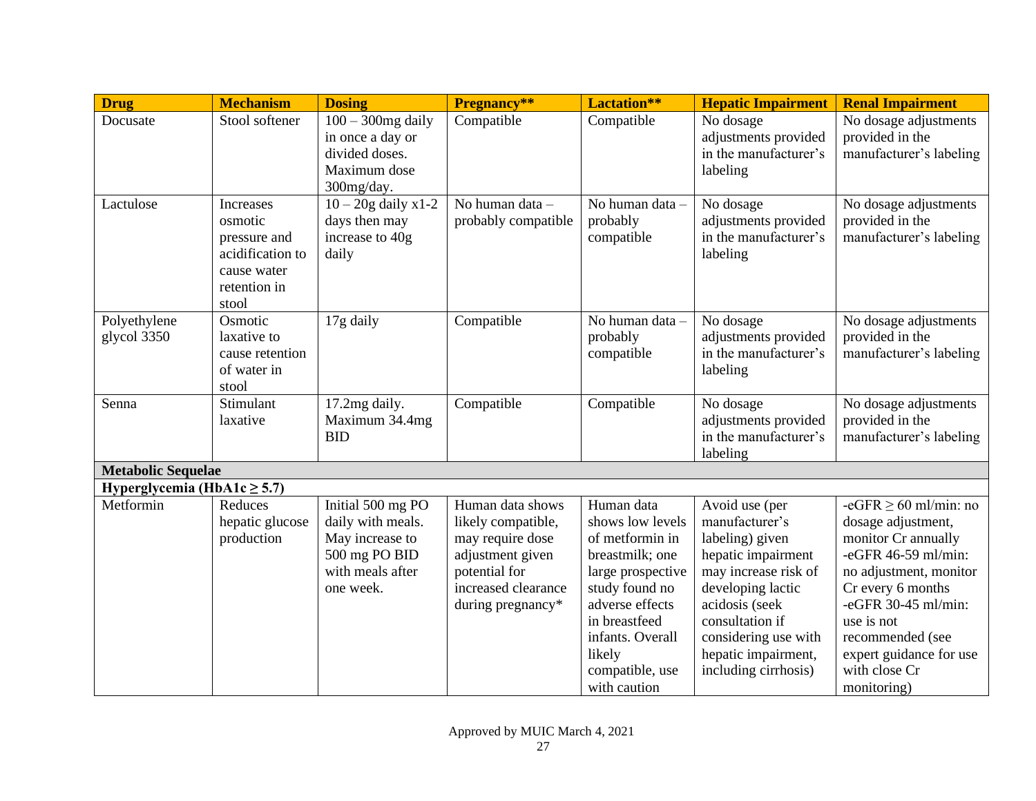| Drug | Mechanism | Dosing | Pregnancy** | Lactation** | Hepatic Impairment | Renal Impairment |
|---|---|---|---|---|---|---|
| Docusate | Stool softener | 100 – 300mg daily in once a day or divided doses. Maximum dose 300mg/day. | Compatible | Compatible | No dosage adjustments provided in the manufacturer's labeling | No dosage adjustments provided in the manufacturer's labeling |
| Lactulose | Increases osmotic pressure and acidification to cause water retention in stool | 10 – 20g daily x1-2 days then may increase to 40g daily | No human data – probably compatible | No human data – probably compatible | No dosage adjustments provided in the manufacturer's labeling | No dosage adjustments provided in the manufacturer's labeling |
| Polyethylene glycol 3350 | Osmotic laxative to cause retention of water in stool | 17g daily | Compatible | No human data – probably compatible | No dosage adjustments provided in the manufacturer's labeling | No dosage adjustments provided in the manufacturer's labeling |
| Senna | Stimulant laxative | 17.2mg daily. Maximum 34.4mg BID | Compatible | Compatible | No dosage adjustments provided in the manufacturer's labeling | No dosage adjustments provided in the manufacturer's labeling |
| **Metabolic Sequelae** | | | | | | |
| **Hyperglycemia (HbA1c ≥ 5.7)** | | | | | | |
| Metformin | Reduces hepatic glucose production | Initial 500 mg PO daily with meals. May increase to 500 mg PO BID with meals after one week. | Human data shows likely compatible, may require dose adjustment given potential for increased clearance during pregnancy* | Human data shows low levels of metformin in breastmilk; one large prospective study found no adverse effects in breastfeed infants. Overall likely compatible, use with caution | Avoid use (per manufacturer's labeling) given hepatic impairment may increase risk of developing lactic acidosis (seek consultation if considering use with hepatic impairment, including cirrhosis) | -eGFR ≥ 60 ml/min: no dosage adjustment, monitor Cr annually -eGFR 46-59 ml/min: no adjustment, monitor Cr every 6 months -eGFR 30-45 ml/min: use is not recommended (see expert guidance for use with close Cr monitoring) |

Approved by MUIC March 4, 2021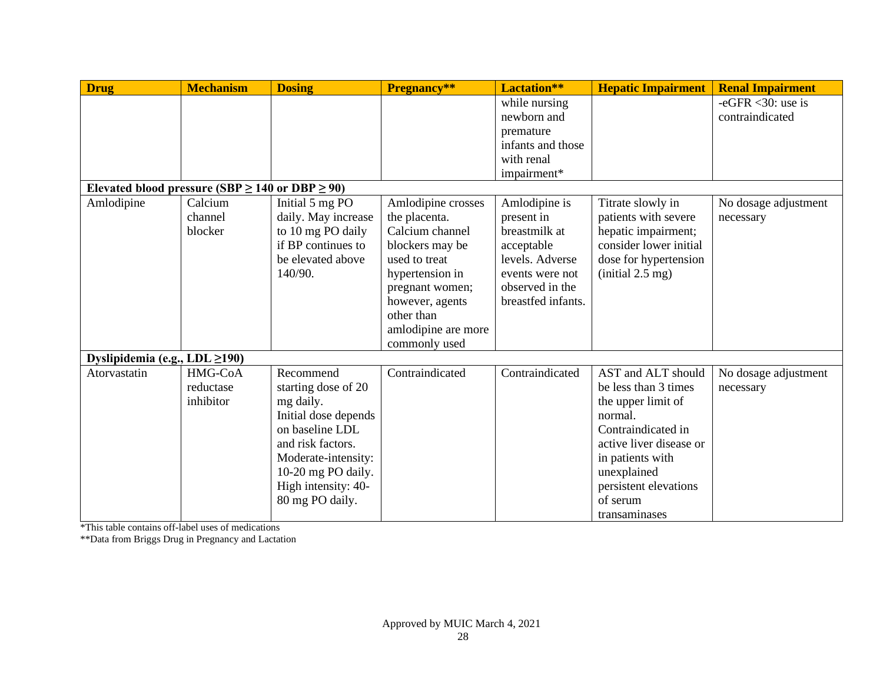| Drug | Mechanism | Dosing | Pregnancy** | Lactation** | Hepatic Impairment | Renal Impairment |
|---|---|---|---|---|---|---|
| | | | | while nursing newborn and premature infants and those with renal impairment* | | -eGFR <30: use is contraindicated |
| **Elevated blood pressure (SBP ≥ 140 or DBP ≥ 90)** | | | | | | |
| Amlodipine | Calcium channel blocker | Initial 5 mg PO daily. May increase to 10 mg PO daily if BP continues to be elevated above 140/90. | Amlodipine crosses the placenta. Calcium channel blockers may be used to treat hypertension in pregnant women; however, agents other than amlodipine are more commonly used | Amlodipine is present in breastmilk at acceptable levels. Adverse events were not observed in the breastfed infants. | Titrate slowly in patients with severe hepatic impairment; consider lower initial dose for hypertension (initial 2.5 mg) | No dosage adjustment necessary |
| **Dyslipidemia (e.g., LDL ≥190)** | | | | | | |
| Atorvastatin | HMG-CoA reductase inhibitor | Recommend starting dose of 20 mg daily. Initial dose depends on baseline LDL and risk factors. Moderate-intensity: 10-20 mg PO daily. High intensity: 40-80 mg PO daily. | Contraindicated | Contraindicated | AST and ALT should be less than 3 times the upper limit of normal. Contraindicated in active liver disease or in patients with unexplained persistent elevations of serum transaminases | No dosage adjustment necessary |

*This table contains off-label uses of medications

**Data from Briggs Drug in Pregnancy and Lactation

Approved by MUIC March 4, 2021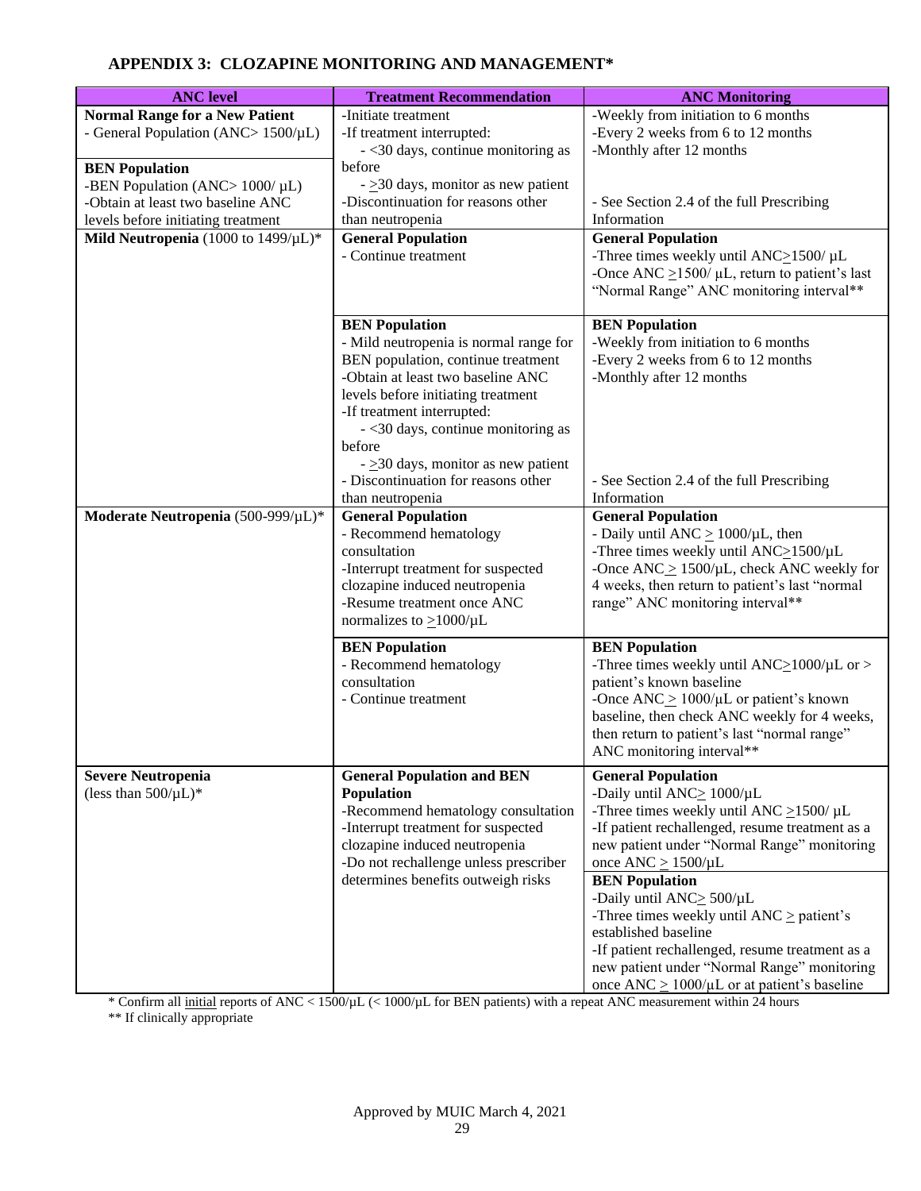## APPENDIX 3: CLOZAPINE MONITORING AND MANAGEMENT*

| ANC level | Treatment Recommendation | ANC Monitoring |
|---|---|---|
| **Normal Range for a New Patient**<br>- General Population (ANC> 1500/µL)<br><br>**BEN Population**<br>-BEN Population (ANC> 1000/ µL)<br>-Obtain at least two baseline ANC levels before initiating treatment | -Initiate treatment<br>-If treatment interrupted:<br>- <30 days, continue monitoring as before<br>- ≥30 days, monitor as new patient<br>-Discontinuation for reasons other than neutropenia | -Weekly from initiation to 6 months<br>-Every 2 weeks from 6 to 12 months<br>-Monthly after 12 months<br><br>- See Section 2.4 of the full Prescribing Information |
| **Mild Neutropenia** (1000 to 1499/µL)* | **General Population**<br>- Continue treatment | **General Population**<br>-Three times weekly until ANC≥1500/ µL<br>-Once ANC ≥1500/ µL, return to patient's last "Normal Range" ANC monitoring interval** |
| | **BEN Population**<br>- Mild neutropenia is normal range for BEN population, continue treatment<br>-Obtain at least two baseline ANC levels before initiating treatment<br>-If treatment interrupted:<br>- <30 days, continue monitoring as before<br>- ≥30 days, monitor as new patient<br>- Discontinuation for reasons other than neutropenia | **BEN Population**<br>-Weekly from initiation to 6 months<br>-Every 2 weeks from 6 to 12 months<br>-Monthly after 12 months<br><br>- See Section 2.4 of the full Prescribing Information |
| **Moderate Neutropenia** (500-999/µL)* | **General Population**<br>- Recommend hematology consultation<br>-Interrupt treatment for suspected clozapine induced neutropenia<br>-Resume treatment once ANC normalizes to ≥1000/µL | **General Population**<br>- Daily until ANC ≥ 1000/µL, then<br>-Three times weekly until ANC≥1500/µL<br>-Once ANC ≥ 1500/µL, check ANC weekly for 4 weeks, then return to patient's last "normal range" ANC monitoring interval** |
| | **BEN Population**<br>- Recommend hematology consultation<br>- Continue treatment | **BEN Population**<br>-Three times weekly until ANC≥1000/µL or > patient's known baseline<br>-Once ANC ≥ 1000/µL or patient's known baseline, then check ANC weekly for 4 weeks, then return to patient's last "normal range" ANC monitoring interval** |
| **Severe Neutropenia**<br>(less than 500/µL)* | **General Population and BEN Population**<br>-Recommend hematology consultation<br>-Interrupt treatment for suspected clozapine induced neutropenia<br>-Do not rechallenge unless prescriber determines benefits outweigh risks | **General Population**<br>-Daily until ANC≥ 1000/µL<br>-Three times weekly until ANC ≥1500/ µL<br>-If patient rechallenged, resume treatment as a new patient under "Normal Range" monitoring once ANC ≥ 1500/µL<br><br>**BEN Population**<br>-Daily until ANC≥ 500/µL<br>-Three times weekly until ANC ≥ patient's established baseline<br>-If patient rechallenged, resume treatment as a new patient under "Normal Range" monitoring once ANC ≥ 1000/µL or at patient's baseline |

\* Confirm all <u>initial</u> reports of ANC < 1500/µL (< 1000/µL for BEN patients) with a repeat ANC measurement within 24 hours

** If clinically appropriate

Approved by MUIC March 4, 2021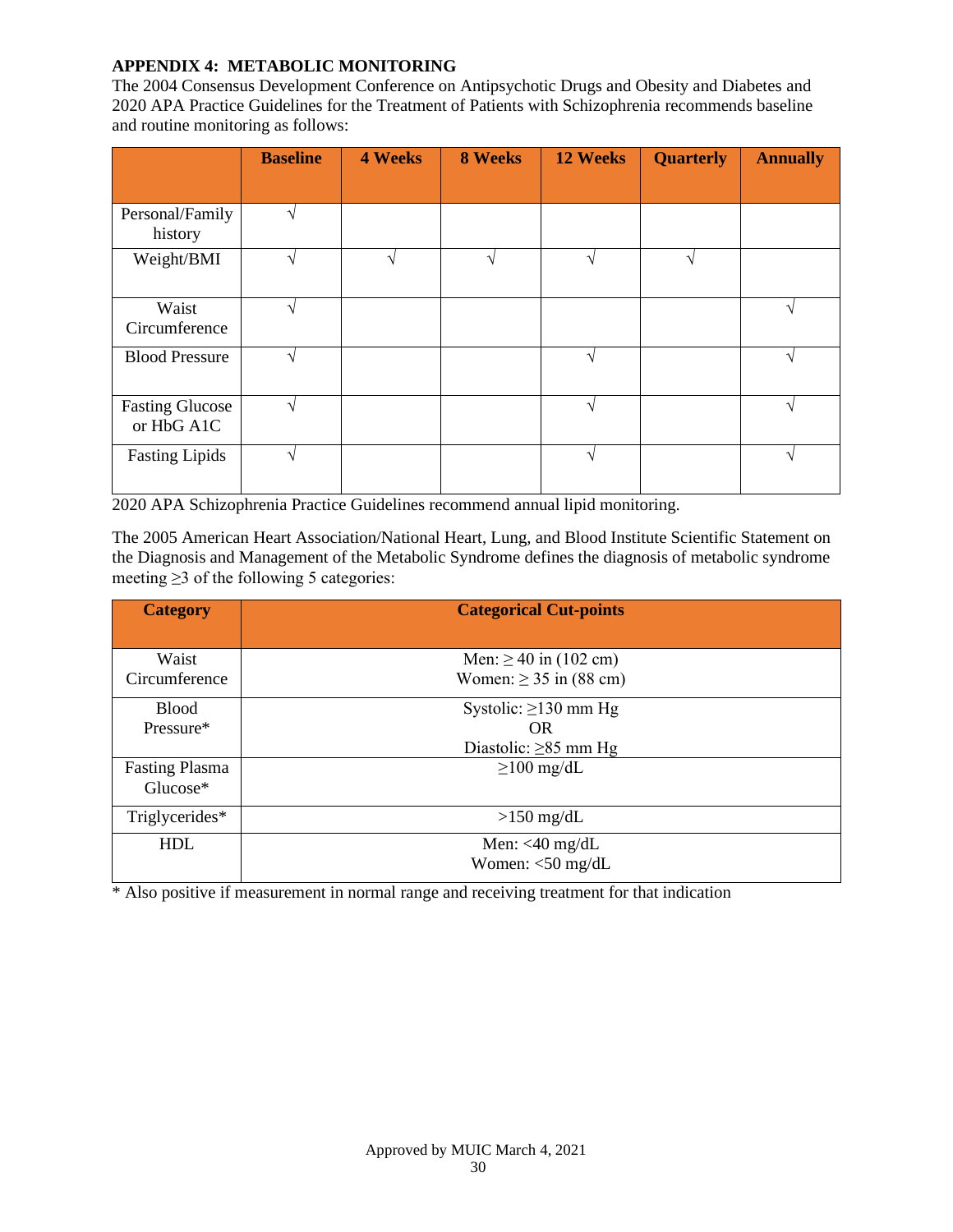**APPENDIX 4: METABOLIC MONITORING**

The 2004 Consensus Development Conference on Antipsychotic Drugs and Obesity and Diabetes and 2020 APA Practice Guidelines for the Treatment of Patients with Schizophrenia recommends baseline and routine monitoring as follows:

| | Baseline | 4 Weeks | 8 Weeks | 12 Weeks | Quarterly | Annually |
|---|---|---|---|---|---|---|
| Personal/Family history | √ | | | | | |
| Weight/BMI | √ | √ | √ | √ | √ | |
| Waist Circumference | √ | | | | | √ |
| Blood Pressure | √ | | | √ | | √ |
| Fasting Glucose or HbG A1C | √ | | | √ | | √ |
| Fasting Lipids | √ | | | √ | | √ |

2020 APA Schizophrenia Practice Guidelines recommend annual lipid monitoring.

The 2005 American Heart Association/National Heart, Lung, and Blood Institute Scientific Statement on the Diagnosis and Management of the Metabolic Syndrome defines the diagnosis of metabolic syndrome meeting ≥3 of the following 5 categories:

| Category | Categorical Cut-points |
|---|---|
| Waist Circumference | Men: ≥ 40 in (102 cm)<br>Women: ≥ 35 in (88 cm) |
| Blood Pressure* | Systolic: ≥130 mm Hg<br>OR<br>Diastolic: ≥85 mm Hg |
| Fasting Plasma Glucose* | ≥100 mg/dL |
| Triglycerides* | >150 mg/dL |
| HDL | Men: <40 mg/dL<br>Women: <50 mg/dL |

* Also positive if measurement in normal range and receiving treatment for that indication

Approved by MUIC March 4, 2021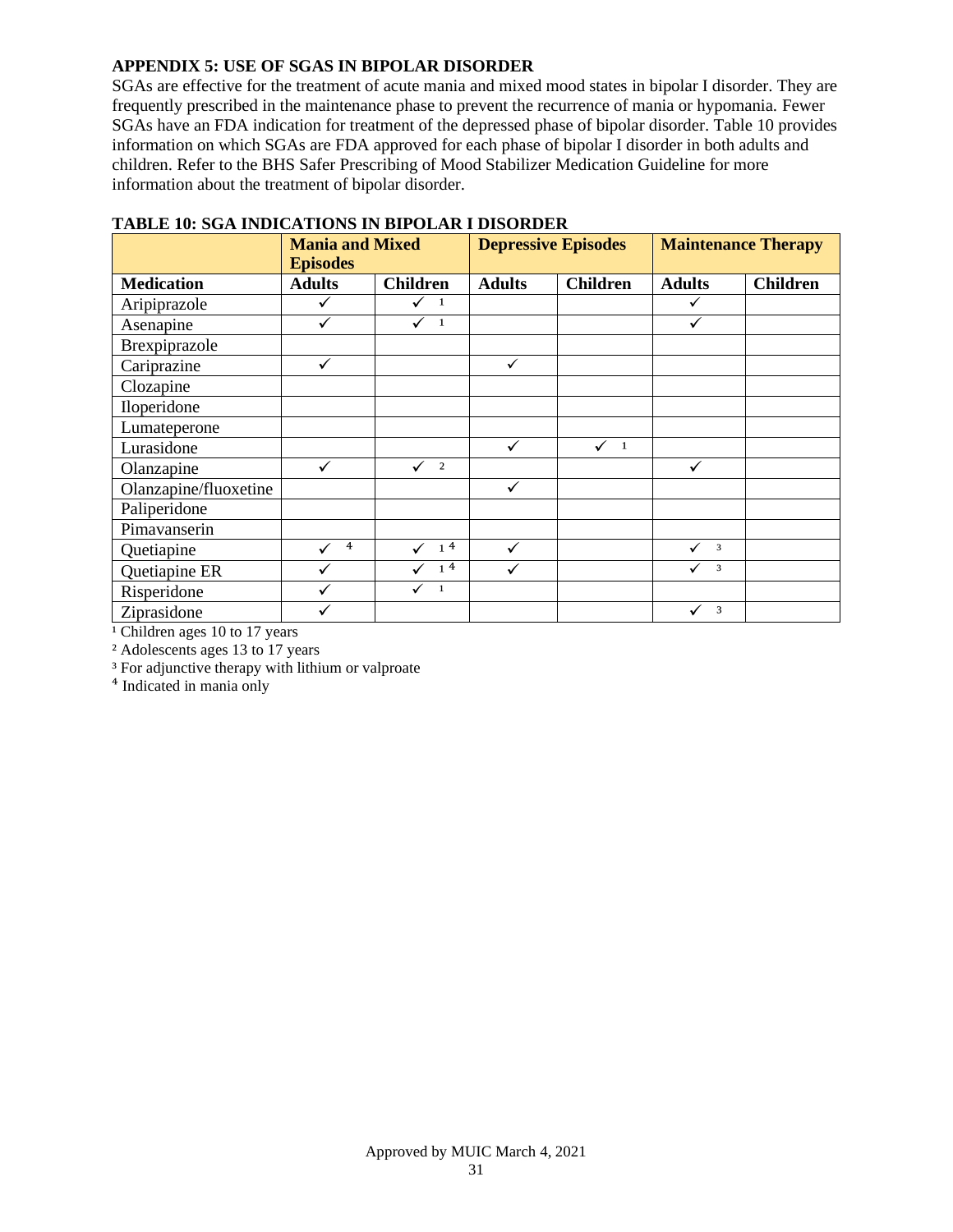### APPENDIX 5: USE OF SGAS IN BIPOLAR DISORDER

SGAs are effective for the treatment of acute mania and mixed mood states in bipolar I disorder. They are frequently prescribed in the maintenance phase to prevent the recurrence of mania or hypomania. Fewer SGAs have an FDA indication for treatment of the depressed phase of bipolar disorder. Table 10 provides information on which SGAs are FDA approved for each phase of bipolar I disorder in both adults and children. Refer to the BHS Safer Prescribing of Mood Stabilizer Medication Guideline for more information about the treatment of bipolar disorder.

**TABLE 10: SGA INDICATIONS IN BIPOLAR I DISORDER**

| | Mania and Mixed Episodes | | Depressive Episodes | | Maintenance Therapy | |
|---|---|---|---|---|---|---|
| **Medication** | **Adults** | **Children** | **Adults** | **Children** | **Adults** | **Children** |
| Aripiprazole | ✓ | ✓ [1] | | | ✓ | |
| Asenapine | ✓ | ✓ [1] | | | ✓ | |
| Brexpiprazole | | | | | | |
| Cariprazine | ✓ | | ✓ | | | |
| Clozapine | | | | | | |
| Iloperidone | | | | | | |
| Lumateperone | | | | | | |
| Lurasidone | | | ✓ | ✓ [1] | | |
| Olanzapine | ✓ | ✓ [2] | | | ✓ | |
| Olanzapine/fluoxetine | | | ✓ | | | |
| Paliperidone | | | | | | |
| Pimavanserin | | | | | | |
| Quetiapine | ✓ [4] | ✓ [1,4] | ✓ | | ✓ [3] | |
| Quetiapine ER | ✓ | ✓ [1,4] | ✓ | | ✓ [3] | |
| Risperidone | ✓ | ✓ [1] | | | | |
| Ziprasidone | ✓ | | | | ✓ [3] | |

[1] Children ages 10 to 17 years

[2] Adolescents ages 13 to 17 years

[3] For adjunctive therapy with lithium or valproate

[4] Indicated in mania only

Approved by MUIC March 4, 2021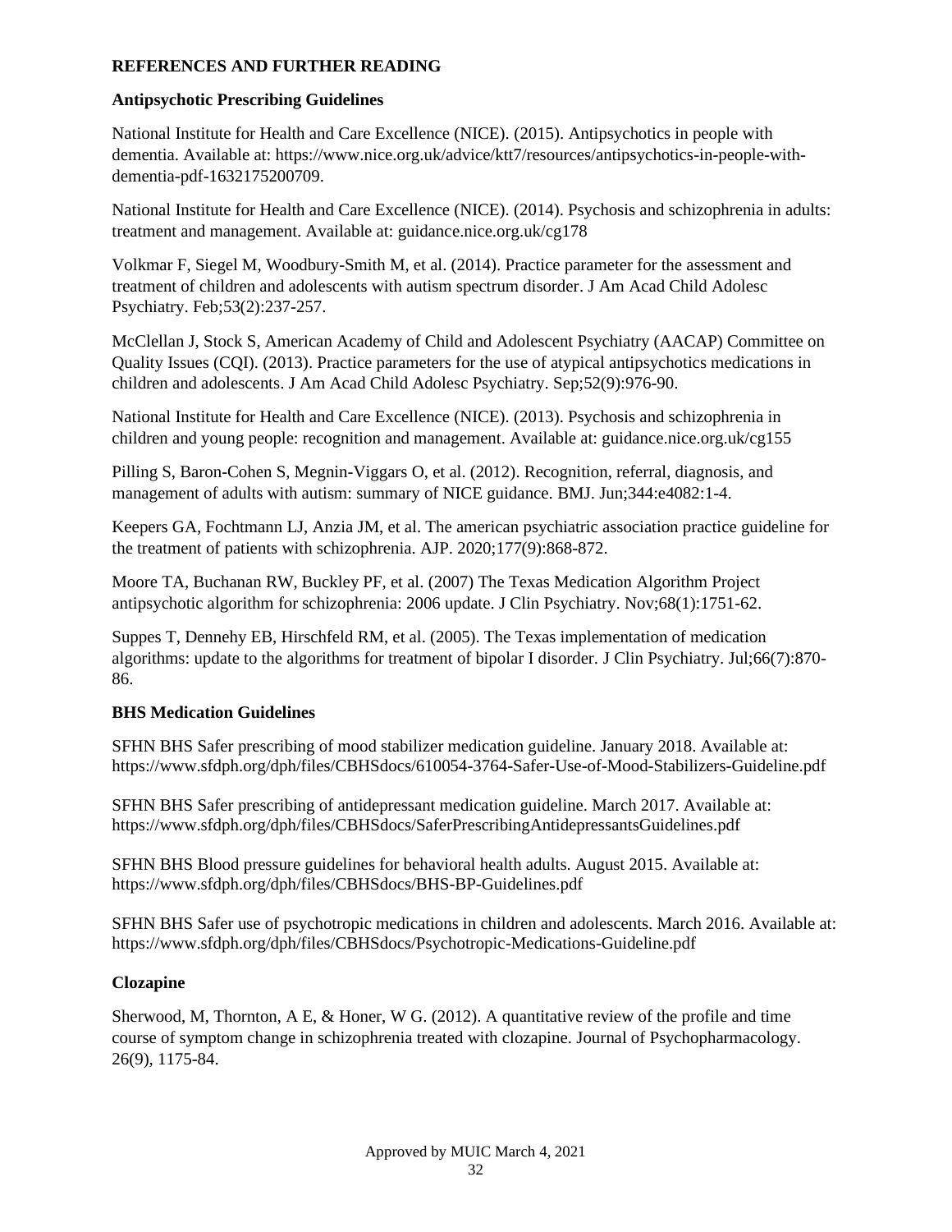## REFERENCES AND FURTHER READING

### Antipsychotic Prescribing Guidelines

National Institute for Health and Care Excellence (NICE). (2015). Antipsychotics in people with dementia. Available at: https://www.nice.org.uk/advice/ktt7/resources/antipsychotics-in-people-with-dementia-pdf-1632175200709.

National Institute for Health and Care Excellence (NICE). (2014). Psychosis and schizophrenia in adults: treatment and management. Available at: guidance.nice.org.uk/cg178

Volkmar F, Siegel M, Woodbury-Smith M, et al. (2014). Practice parameter for the assessment and treatment of children and adolescents with autism spectrum disorder. J Am Acad Child Adolesc Psychiatry. Feb;53(2):237-257.

McClellan J, Stock S, American Academy of Child and Adolescent Psychiatry (AACAP) Committee on Quality Issues (CQI). (2013). Practice parameters for the use of atypical antipsychotics medications in children and adolescents. J Am Acad Child Adolesc Psychiatry. Sep;52(9):976-90.

National Institute for Health and Care Excellence (NICE). (2013). Psychosis and schizophrenia in children and young people: recognition and management. Available at: guidance.nice.org.uk/cg155

Pilling S, Baron-Cohen S, Megnin-Viggars O, et al. (2012). Recognition, referral, diagnosis, and management of adults with autism: summary of NICE guidance. BMJ. Jun;344:e4082:1-4.

Keepers GA, Fochtmann LJ, Anzia JM, et al. The american psychiatric association practice guideline for the treatment of patients with schizophrenia. AJP. 2020;177(9):868-872.

Moore TA, Buchanan RW, Buckley PF, et al. (2007) The Texas Medication Algorithm Project antipsychotic algorithm for schizophrenia: 2006 update. J Clin Psychiatry. Nov;68(1):1751-62.

Suppes T, Dennehy EB, Hirschfeld RM, et al. (2005). The Texas implementation of medication algorithms: update to the algorithms for treatment of bipolar I disorder. J Clin Psychiatry. Jul;66(7):870-86.

### BHS Medication Guidelines

SFHN BHS Safer prescribing of mood stabilizer medication guideline. January 2018. Available at: https://www.sfdph.org/dph/files/CBHSdocs/610054-3764-Safer-Use-of-Mood-Stabilizers-Guideline.pdf

SFHN BHS Safer prescribing of antidepressant medication guideline. March 2017. Available at: https://www.sfdph.org/dph/files/CBHSdocs/SaferPrescribingAntidepressantsGuidelines.pdf

SFHN BHS Blood pressure guidelines for behavioral health adults. August 2015. Available at: https://www.sfdph.org/dph/files/CBHSdocs/BHS-BP-Guidelines.pdf

SFHN BHS Safer use of psychotropic medications in children and adolescents. March 2016. Available at: https://www.sfdph.org/dph/files/CBHSdocs/Psychotropic-Medications-Guideline.pdf

### Clozapine

Sherwood, M, Thornton, A E, & Honer, W G. (2012). A quantitative review of the profile and time course of symptom change in schizophrenia treated with clozapine. Journal of Psychopharmacology. 26(9), 1175-84.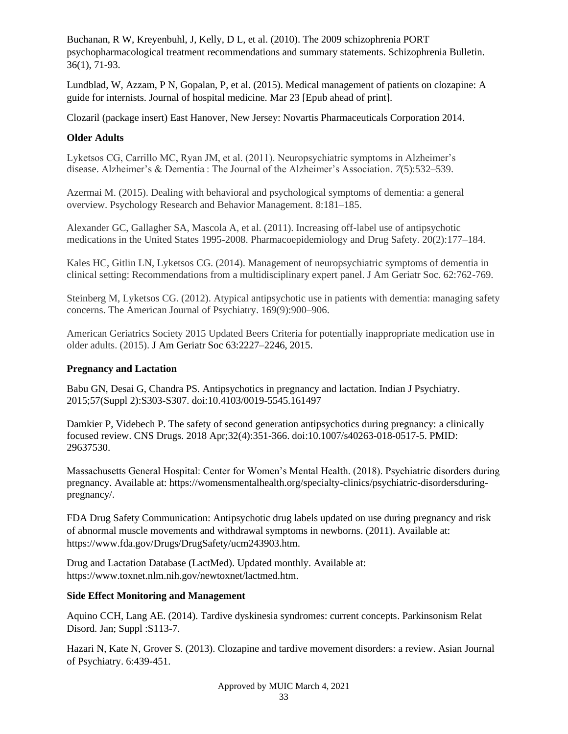Buchanan, R W, Kreyenbuhl, J, Kelly, D L, et al. (2010). The 2009 schizophrenia PORT psychopharmacological treatment recommendations and summary statements. Schizophrenia Bulletin. 36(1), 71-93.

Lundblad, W, Azzam, P N, Gopalan, P, et al. (2015). Medical management of patients on clozapine: A guide for internists. Journal of hospital medicine. Mar 23 [Epub ahead of print].

Clozaril (package insert) East Hanover, New Jersey: Novartis Pharmaceuticals Corporation 2014.

**Older Adults**

Lyketsos CG, Carrillo MC, Ryan JM, et al. (2011). Neuropsychiatric symptoms in Alzheimer's disease. Alzheimer's & Dementia : The Journal of the Alzheimer's Association. *7*(5):532–539.

Azermai M. (2015). Dealing with behavioral and psychological symptoms of dementia: a general overview. Psychology Research and Behavior Management. 8:181–185.

Alexander GC, Gallagher SA, Mascola A, et al. (2011). Increasing off-label use of antipsychotic medications in the United States 1995-2008. Pharmacoepidemiology and Drug Safety. 20(2):177–184.

Kales HC, Gitlin LN, Lyketsos CG. (2014). Management of neuropsychiatric symptoms of dementia in clinical setting: Recommendations from a multidisciplinary expert panel. J Am Geriatr Soc. 62:762-769.

Steinberg M, Lyketsos CG. (2012). Atypical antipsychotic use in patients with dementia: managing safety concerns. The American Journal of Psychiatry. 169(9):900–906.

American Geriatrics Society 2015 Updated Beers Criteria for potentially inappropriate medication use in older adults. (2015). J Am Geriatr Soc 63:2227–2246, 2015.

**Pregnancy and Lactation**

Babu GN, Desai G, Chandra PS. Antipsychotics in pregnancy and lactation. Indian J Psychiatry. 2015;57(Suppl 2):S303-S307. doi:10.4103/0019-5545.161497

Damkier P, Videbech P. The safety of second generation antipsychotics during pregnancy: a clinically focused review. CNS Drugs. 2018 Apr;32(4):351-366. doi:10.1007/s40263-018-0517-5. PMID: 29637530.

Massachusetts General Hospital: Center for Women's Mental Health. (2018). Psychiatric disorders during pregnancy. Available at: https://womensmentalhealth.org/specialty-clinics/psychiatric-disordersduring-pregnancy/.

FDA Drug Safety Communication: Antipsychotic drug labels updated on use during pregnancy and risk of abnormal muscle movements and withdrawal symptoms in newborns. (2011). Available at: https://www.fda.gov/Drugs/DrugSafety/ucm243903.htm.

Drug and Lactation Database (LactMed). Updated monthly. Available at: https://www.toxnet.nlm.nih.gov/newtoxnet/lactmed.htm.

**Side Effect Monitoring and Management**

Aquino CCH, Lang AE. (2014). Tardive dyskinesia syndromes: current concepts. Parkinsonism Relat Disord. Jan; Suppl :S113-7.

Hazari N, Kate N, Grover S. (2013). Clozapine and tardive movement disorders: a review. Asian Journal of Psychiatry. 6:439-451.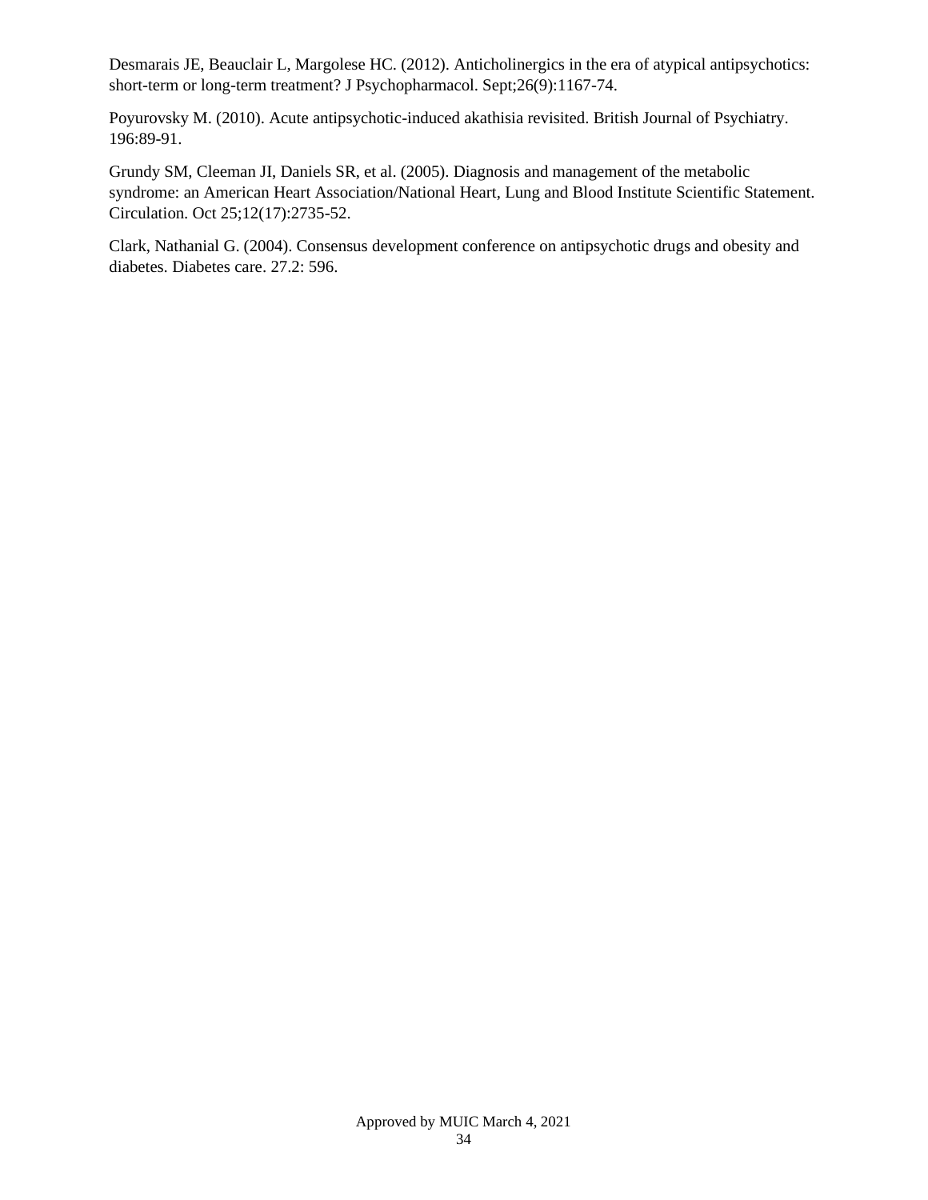Desmarais JE, Beauclair L, Margolese HC. (2012). Anticholinergics in the era of atypical antipsychotics: short-term or long-term treatment? J Psychopharmacol. Sept;26(9):1167-74.

Poyurovsky M. (2010). Acute antipsychotic-induced akathisia revisited. British Journal of Psychiatry. 196:89-91.

Grundy SM, Cleeman JI, Daniels SR, et al. (2005). Diagnosis and management of the metabolic syndrome: an American Heart Association/National Heart, Lung and Blood Institute Scientific Statement. Circulation. Oct 25;12(17):2735-52.

Clark, Nathanial G. (2004). Consensus development conference on antipsychotic drugs and obesity and diabetes. Diabetes care. 27.2: 596.